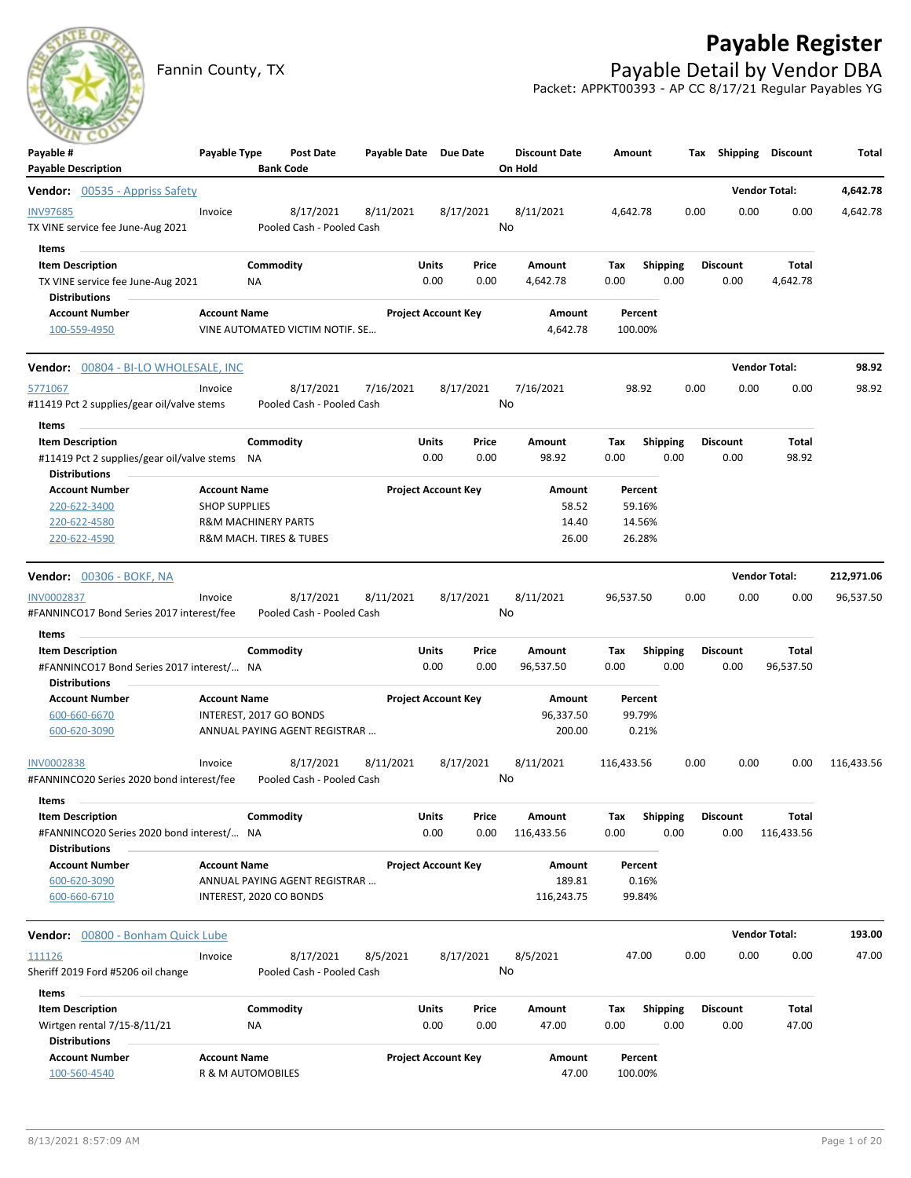# Payable Register

Fannin County, TX

## Payable Detail by Vendor DBA

Packet: APPKT00393 - AP CC 8/17/21 Regular Payables YG

| Payable # / Payable Description | Payable Type | Post Date / Bank Code | Payable Date | Due Date | Discount Date / On Hold | Amount | Tax | Shipping | Discount | Total |
|---|---|---|---|---|---|---|---|---|---|---|

### Vendor: 00535 - Appriss Safety — Vendor Total: 4,642.78

| Payable # | Payable Type | Post Date | Payable Date | Due Date | Discount Date | Amount | Tax | Shipping | Discount | Total |
|---|---|---|---|---|---|---|---|---|---|---|
| INV97685 | Invoice | 8/17/2021 | 8/11/2021 | 8/17/2021 | 8/11/2021 | 4,642.78 | 0.00 | 0.00 | 0.00 | 4,642.78 |
| TX VINE service fee June-Aug 2021 | | Pooled Cash - Pooled Cash | | | No | | | | | |

**Items**

| Item Description | Commodity | Units | Price | Amount | Tax | Shipping | Discount | Total |
|---|---|---|---|---|---|---|---|---|
| TX VINE service fee June-Aug 2021 | NA | 0.00 | 0.00 | 4,642.78 | 0.00 | 0.00 | 0.00 | 4,642.78 |

**Distributions**

| Account Number | Account Name | Project Account Key | Amount | Percent |
|---|---|---|---|---|
| 100-559-4950 | VINE AUTOMATED VICTIM NOTIF. SE… | | 4,642.78 | 100.00% |

### Vendor: 00804 - BI-LO WHOLESALE, INC — Vendor Total: 98.92

| Payable # | Payable Type | Post Date | Payable Date | Due Date | Discount Date | Amount | Tax | Shipping | Discount | Total |
|---|---|---|---|---|---|---|---|---|---|---|
| 5771067 | Invoice | 8/17/2021 | 7/16/2021 | 8/17/2021 | 7/16/2021 | 98.92 | 0.00 | 0.00 | 0.00 | 98.92 |
| #11419 Pct 2 supplies/gear oil/valve stems | | Pooled Cash - Pooled Cash | | | No | | | | | |

**Items**

| Item Description | Commodity | Units | Price | Amount | Tax | Shipping | Discount | Total |
|---|---|---|---|---|---|---|---|---|
| #11419 Pct 2 supplies/gear oil/valve stems | NA | 0.00 | 0.00 | 98.92 | 0.00 | 0.00 | 0.00 | 98.92 |

**Distributions**

| Account Number | Account Name | Project Account Key | Amount | Percent |
|---|---|---|---|---|
| 220-622-3400 | SHOP SUPPLIES | | 58.52 | 59.16% |
| 220-622-4580 | R&M MACHINERY PARTS | | 14.40 | 14.56% |
| 220-622-4590 | R&M MACH. TIRES & TUBES | | 26.00 | 26.28% |

### Vendor: 00306 - BOKF, NA — Vendor Total: 212,971.06

| Payable # | Payable Type | Post Date | Payable Date | Due Date | Discount Date | Amount | Tax | Shipping | Discount | Total |
|---|---|---|---|---|---|---|---|---|---|---|
| INV0002837 | Invoice | 8/17/2021 | 8/11/2021 | 8/17/2021 | 8/11/2021 | 96,537.50 | 0.00 | 0.00 | 0.00 | 96,537.50 |
| #FANNINCO17 Bond Series 2017 interest/fee | | Pooled Cash - Pooled Cash | | | No | | | | | |

**Items**

| Item Description | Commodity | Units | Price | Amount | Tax | Shipping | Discount | Total |
|---|---|---|---|---|---|---|---|---|
| #FANNINCO17 Bond Series 2017 interest/… | NA | 0.00 | 0.00 | 96,537.50 | 0.00 | 0.00 | 0.00 | 96,537.50 |

**Distributions**

| Account Number | Account Name | Project Account Key | Amount | Percent |
|---|---|---|---|---|
| 600-660-6670 | INTEREST, 2017 GO BONDS | | 96,337.50 | 99.79% |
| 600-620-3090 | ANNUAL PAYING AGENT REGISTRAR … | | 200.00 | 0.21% |

| Payable # | Payable Type | Post Date | Payable Date | Due Date | Discount Date | Amount | Tax | Shipping | Discount | Total |
|---|---|---|---|---|---|---|---|---|---|---|
| INV0002838 | Invoice | 8/17/2021 | 8/11/2021 | 8/17/2021 | 8/11/2021 | 116,433.56 | 0.00 | 0.00 | 0.00 | 116,433.56 |
| #FANNINCO20 Series 2020 bond interest/fee | | Pooled Cash - Pooled Cash | | | No | | | | | |

**Items**

| Item Description | Commodity | Units | Price | Amount | Tax | Shipping | Discount | Total |
|---|---|---|---|---|---|---|---|---|
| #FANNINCO20 Series 2020 bond interest/… | NA | 0.00 | 0.00 | 116,433.56 | 0.00 | 0.00 | 0.00 | 116,433.56 |

**Distributions**

| Account Number | Account Name | Project Account Key | Amount | Percent |
|---|---|---|---|---|
| 600-620-3090 | ANNUAL PAYING AGENT REGISTRAR … | | 189.81 | 0.16% |
| 600-660-6710 | INTEREST, 2020 CO BONDS | | 116,243.75 | 99.84% |

### Vendor: 00800 - Bonham Quick Lube — Vendor Total: 193.00

| Payable # | Payable Type | Post Date | Payable Date | Due Date | Discount Date | Amount | Tax | Shipping | Discount | Total |
|---|---|---|---|---|---|---|---|---|---|---|
| 111126 | Invoice | 8/17/2021 | 8/5/2021 | 8/17/2021 | 8/5/2021 | 47.00 | 0.00 | 0.00 | 0.00 | 47.00 |
| Sheriff 2019 Ford #5206 oil change | | Pooled Cash - Pooled Cash | | | No | | | | | |

**Items**

| Item Description | Commodity | Units | Price | Amount | Tax | Shipping | Discount | Total |
|---|---|---|---|---|---|---|---|---|
| Wirtgen rental 7/15-8/11/21 | NA | 0.00 | 0.00 | 47.00 | 0.00 | 0.00 | 0.00 | 47.00 |

**Distributions**

| Account Number | Account Name | Project Account Key | Amount | Percent |
|---|---|---|---|---|
| 100-560-4540 | R & M AUTOMOBILES | | 47.00 | 100.00% |

8/13/2021 8:57:09 AM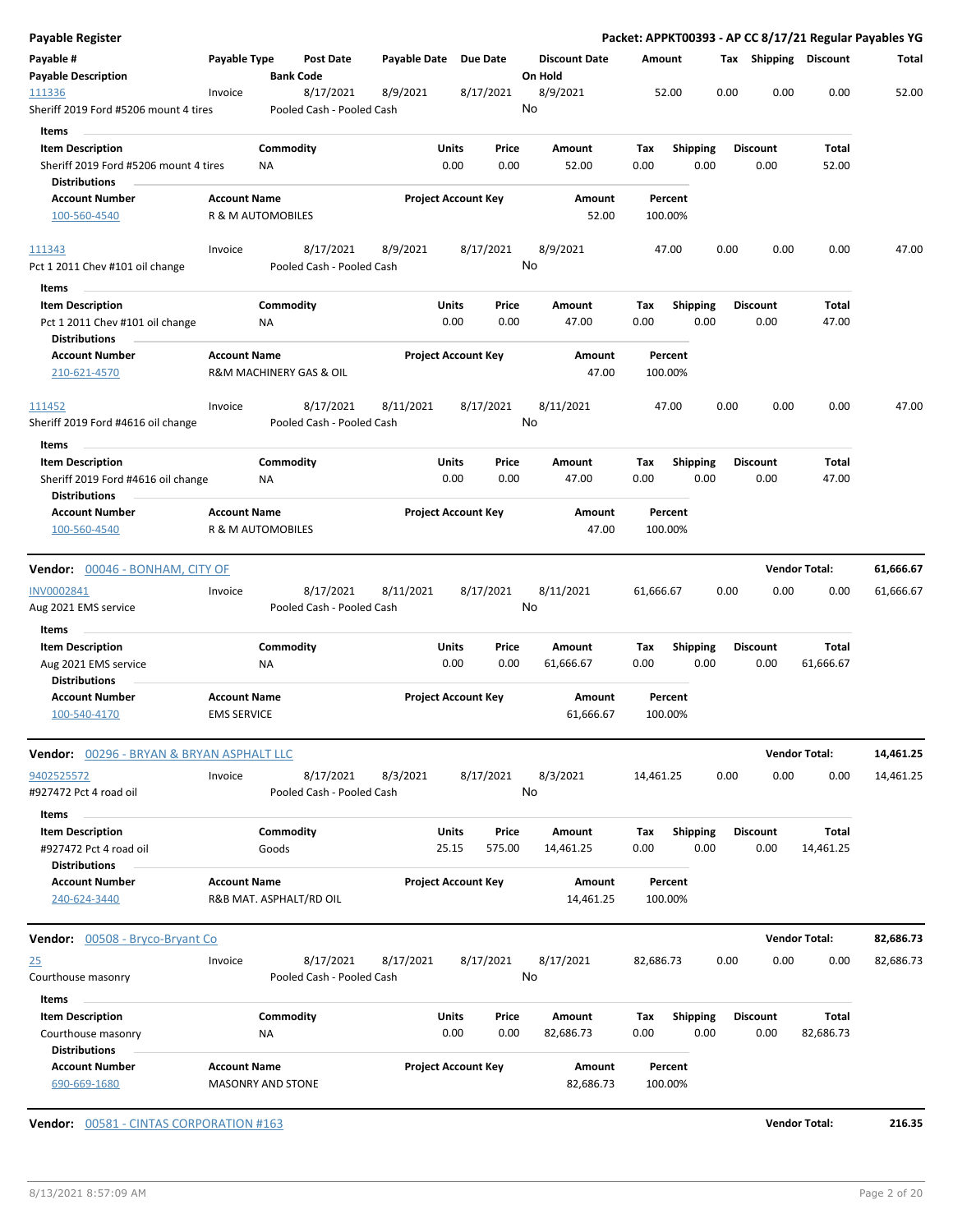**Payable Register** — **Packet: APPKT00393 - AP CC 8/17/21 Regular Payables YG**

| Payable # / Payable Description | Payable Type | Post Date / Bank Code | Payable Date | Due Date | Discount Date / On Hold | Amount | Tax | Shipping | Discount | Total |
|---|---|---|---|---|---|---|---|---|---|---|
| 111336 | Invoice | 8/17/2021 | 8/9/2021 | 8/17/2021 | 8/9/2021 | 52.00 | 0.00 | 0.00 | 0.00 | 52.00 |
| Sheriff 2019 Ford #5206 mount 4 tires | | Pooled Cash - Pooled Cash | | | No | | | | | |

**Items**

| Item Description | Commodity | Units | Price | Amount | Tax | Shipping | Discount | Total |
|---|---|---|---|---|---|---|---|---|
| Sheriff 2019 Ford #5206 mount 4 tires | NA | 0.00 | 0.00 | 52.00 | 0.00 | 0.00 | 0.00 | 52.00 |

**Distributions**

| Account Number | Account Name | Project Account Key | Amount | Percent |
|---|---|---|---|---|
| 100-560-4540 | R & M AUTOMOBILES | | 52.00 | 100.00% |

| Payable # / Payable Description | Payable Type | Post Date / Bank Code | Payable Date | Due Date | Discount Date / On Hold | Amount | Tax | Shipping | Discount | Total |
|---|---|---|---|---|---|---|---|---|---|---|
| 111343 | Invoice | 8/17/2021 | 8/9/2021 | 8/17/2021 | 8/9/2021 | 47.00 | 0.00 | 0.00 | 0.00 | 47.00 |
| Pct 1 2011 Chev #101 oil change | | Pooled Cash - Pooled Cash | | | No | | | | | |

**Items**

| Item Description | Commodity | Units | Price | Amount | Tax | Shipping | Discount | Total |
|---|---|---|---|---|---|---|---|---|
| Pct 1 2011 Chev #101 oil change | NA | 0.00 | 0.00 | 47.00 | 0.00 | 0.00 | 0.00 | 47.00 |

**Distributions**

| Account Number | Account Name | Project Account Key | Amount | Percent |
|---|---|---|---|---|
| 210-621-4570 | R&M MACHINERY GAS & OIL | | 47.00 | 100.00% |

| Payable # / Payable Description | Payable Type | Post Date / Bank Code | Payable Date | Due Date | Discount Date / On Hold | Amount | Tax | Shipping | Discount | Total |
|---|---|---|---|---|---|---|---|---|---|---|
| 111452 | Invoice | 8/17/2021 | 8/11/2021 | 8/17/2021 | 8/11/2021 | 47.00 | 0.00 | 0.00 | 0.00 | 47.00 |
| Sheriff 2019 Ford #4616 oil change | | Pooled Cash - Pooled Cash | | | No | | | | | |

**Items**

| Item Description | Commodity | Units | Price | Amount | Tax | Shipping | Discount | Total |
|---|---|---|---|---|---|---|---|---|
| Sheriff 2019 Ford #4616 oil change | NA | 0.00 | 0.00 | 47.00 | 0.00 | 0.00 | 0.00 | 47.00 |

**Distributions**

| Account Number | Account Name | Project Account Key | Amount | Percent |
|---|---|---|---|---|
| 100-560-4540 | R & M AUTOMOBILES | | 47.00 | 100.00% |

**Vendor: 00046 - BONHAM, CITY OF** — **Vendor Total: 61,666.67**

| Payable # / Payable Description | Payable Type | Post Date / Bank Code | Payable Date | Due Date | Discount Date / On Hold | Amount | Tax | Shipping | Discount | Total |
|---|---|---|---|---|---|---|---|---|---|---|
| INV0002841 | Invoice | 8/17/2021 | 8/11/2021 | 8/17/2021 | 8/11/2021 | 61,666.67 | 0.00 | 0.00 | 0.00 | 61,666.67 |
| Aug 2021 EMS service | | Pooled Cash - Pooled Cash | | | No | | | | | |

**Items**

| Item Description | Commodity | Units | Price | Amount | Tax | Shipping | Discount | Total |
|---|---|---|---|---|---|---|---|---|
| Aug 2021 EMS service | NA | 0.00 | 0.00 | 61,666.67 | 0.00 | 0.00 | 0.00 | 61,666.67 |

**Distributions**

| Account Number | Account Name | Project Account Key | Amount | Percent |
|---|---|---|---|---|
| 100-540-4170 | EMS SERVICE | | 61,666.67 | 100.00% |

**Vendor: 00296 - BRYAN & BRYAN ASPHALT LLC** — **Vendor Total: 14,461.25**

| Payable # / Payable Description | Payable Type | Post Date / Bank Code | Payable Date | Due Date | Discount Date / On Hold | Amount | Tax | Shipping | Discount | Total |
|---|---|---|---|---|---|---|---|---|---|---|
| 9402525572 | Invoice | 8/17/2021 | 8/3/2021 | 8/17/2021 | 8/3/2021 | 14,461.25 | 0.00 | 0.00 | 0.00 | 14,461.25 |
| #927472 Pct 4 road oil | | Pooled Cash - Pooled Cash | | | No | | | | | |

**Items**

| Item Description | Commodity | Units | Price | Amount | Tax | Shipping | Discount | Total |
|---|---|---|---|---|---|---|---|---|
| #927472 Pct 4 road oil | Goods | 25.15 | 575.00 | 14,461.25 | 0.00 | 0.00 | 0.00 | 14,461.25 |

**Distributions**

| Account Number | Account Name | Project Account Key | Amount | Percent |
|---|---|---|---|---|
| 240-624-3440 | R&B MAT. ASPHALT/RD OIL | | 14,461.25 | 100.00% |

**Vendor: 00508 - Bryco-Bryant Co** — **Vendor Total: 82,686.73**

| Payable # / Payable Description | Payable Type | Post Date / Bank Code | Payable Date | Due Date | Discount Date / On Hold | Amount | Tax | Shipping | Discount | Total |
|---|---|---|---|---|---|---|---|---|---|---|
| 25 | Invoice | 8/17/2021 | 8/17/2021 | 8/17/2021 | 8/17/2021 | 82,686.73 | 0.00 | 0.00 | 0.00 | 82,686.73 |
| Courthouse masonry | | Pooled Cash - Pooled Cash | | | No | | | | | |

**Items**

| Item Description | Commodity | Units | Price | Amount | Tax | Shipping | Discount | Total |
|---|---|---|---|---|---|---|---|---|
| Courthouse masonry | NA | 0.00 | 0.00 | 82,686.73 | 0.00 | 0.00 | 0.00 | 82,686.73 |

**Distributions**

| Account Number | Account Name | Project Account Key | Amount | Percent |
|---|---|---|---|---|
| 690-669-1680 | MASONRY AND STONE | | 82,686.73 | 100.00% |

**Vendor: 00581 - CINTAS CORPORATION #163** — **Vendor Total: 216.35**

8/13/2021 8:57:09 AM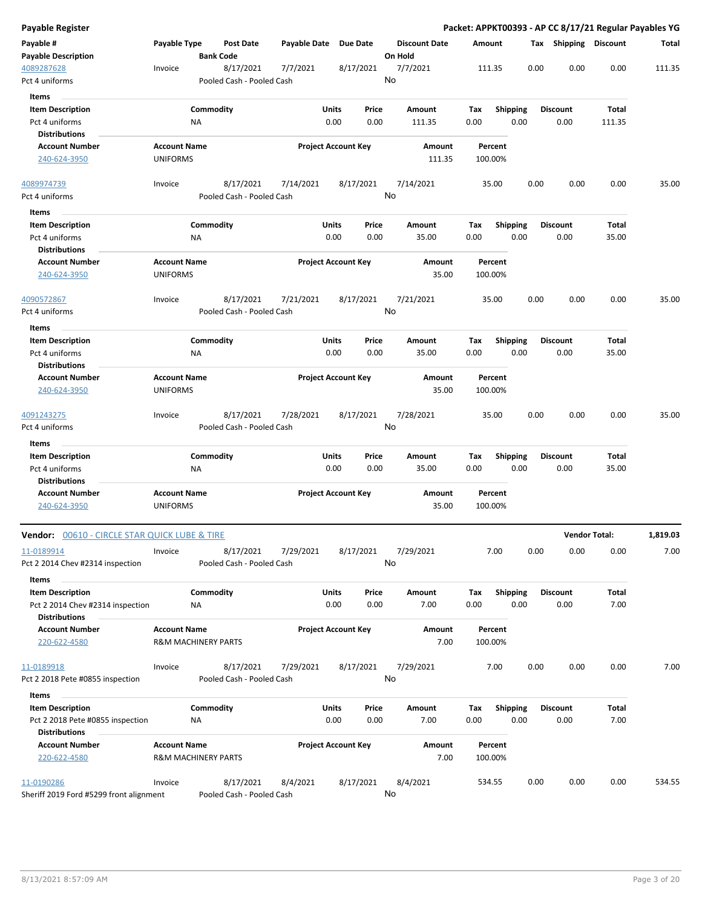# Payable Register

**Packet: APPKT00393 - AP CC 8/17/21 Regular Payables YG**

| Payable # | Payable Type | Post Date | Payable Date | Due Date | Discount Date | Amount | Tax | Shipping | Discount | Total |
|---|---|---|---|---|---|---|---|---|---|---|
| **Payable Description** | | **Bank Code** | | | **On Hold** | | | | | |
| 4089287628 | Invoice | 8/17/2021 | 7/7/2021 | 8/17/2021 | 7/7/2021 | 111.35 | 0.00 | 0.00 | 0.00 | 111.35 |
| Pct 4 uniforms | | Pooled Cash - Pooled Cash | | | No | | | | | |

**Items**

| Item Description | Commodity | Units | Price | Amount | Tax | Shipping | Discount | Total |
|---|---|---|---|---|---|---|---|---|
| Pct 4 uniforms | NA | 0.00 | 0.00 | 111.35 | 0.00 | 0.00 | 0.00 | 111.35 |

**Distributions**

| Account Number | Account Name | Project Account Key | Amount | Percent |
|---|---|---|---|---|
| 240-624-3950 | UNIFORMS | | 111.35 | 100.00% |

| Payable # | Payable Type | Post Date | Payable Date | Due Date | Discount Date | Amount | Tax | Shipping | Discount | Total |
|---|---|---|---|---|---|---|---|---|---|---|
| 4089974739 | Invoice | 8/17/2021 | 7/14/2021 | 8/17/2021 | 7/14/2021 | 35.00 | 0.00 | 0.00 | 0.00 | 35.00 |
| Pct 4 uniforms | | Pooled Cash - Pooled Cash | | | No | | | | | |

**Items**

| Item Description | Commodity | Units | Price | Amount | Tax | Shipping | Discount | Total |
|---|---|---|---|---|---|---|---|---|
| Pct 4 uniforms | NA | 0.00 | 0.00 | 35.00 | 0.00 | 0.00 | 0.00 | 35.00 |

**Distributions**

| Account Number | Account Name | Project Account Key | Amount | Percent |
|---|---|---|---|---|
| 240-624-3950 | UNIFORMS | | 35.00 | 100.00% |

| Payable # | Payable Type | Post Date | Payable Date | Due Date | Discount Date | Amount | Tax | Shipping | Discount | Total |
|---|---|---|---|---|---|---|---|---|---|---|
| 4090572867 | Invoice | 8/17/2021 | 7/21/2021 | 8/17/2021 | 7/21/2021 | 35.00 | 0.00 | 0.00 | 0.00 | 35.00 |
| Pct 4 uniforms | | Pooled Cash - Pooled Cash | | | No | | | | | |

**Items**

| Item Description | Commodity | Units | Price | Amount | Tax | Shipping | Discount | Total |
|---|---|---|---|---|---|---|---|---|
| Pct 4 uniforms | NA | 0.00 | 0.00 | 35.00 | 0.00 | 0.00 | 0.00 | 35.00 |

**Distributions**

| Account Number | Account Name | Project Account Key | Amount | Percent |
|---|---|---|---|---|
| 240-624-3950 | UNIFORMS | | 35.00 | 100.00% |

| Payable # | Payable Type | Post Date | Payable Date | Due Date | Discount Date | Amount | Tax | Shipping | Discount | Total |
|---|---|---|---|---|---|---|---|---|---|---|
| 4091243275 | Invoice | 8/17/2021 | 7/28/2021 | 8/17/2021 | 7/28/2021 | 35.00 | 0.00 | 0.00 | 0.00 | 35.00 |
| Pct 4 uniforms | | Pooled Cash - Pooled Cash | | | No | | | | | |

**Items**

| Item Description | Commodity | Units | Price | Amount | Tax | Shipping | Discount | Total |
|---|---|---|---|---|---|---|---|---|
| Pct 4 uniforms | NA | 0.00 | 0.00 | 35.00 | 0.00 | 0.00 | 0.00 | 35.00 |

**Distributions**

| Account Number | Account Name | Project Account Key | Amount | Percent |
|---|---|---|---|---|
| 240-624-3950 | UNIFORMS | | 35.00 | 100.00% |

**Vendor:** 00610 - CIRCLE STAR QUICK LUBE & TIRE — **Vendor Total:** 1,819.03

| Payable # | Payable Type | Post Date | Payable Date | Due Date | Discount Date | Amount | Tax | Shipping | Discount | Total |
|---|---|---|---|---|---|---|---|---|---|---|
| 11-0189914 | Invoice | 8/17/2021 | 7/29/2021 | 8/17/2021 | 7/29/2021 | 7.00 | 0.00 | 0.00 | 0.00 | 7.00 |
| Pct 2 2014 Chev #2314 inspection | | Pooled Cash - Pooled Cash | | | No | | | | | |

**Items**

| Item Description | Commodity | Units | Price | Amount | Tax | Shipping | Discount | Total |
|---|---|---|---|---|---|---|---|---|
| Pct 2 2014 Chev #2314 inspection | NA | 0.00 | 0.00 | 7.00 | 0.00 | 0.00 | 0.00 | 7.00 |

**Distributions**

| Account Number | Account Name | Project Account Key | Amount | Percent |
|---|---|---|---|---|
| 220-622-4580 | R&M MACHINERY PARTS | | 7.00 | 100.00% |

| Payable # | Payable Type | Post Date | Payable Date | Due Date | Discount Date | Amount | Tax | Shipping | Discount | Total |
|---|---|---|---|---|---|---|---|---|---|---|
| 11-0189918 | Invoice | 8/17/2021 | 7/29/2021 | 8/17/2021 | 7/29/2021 | 7.00 | 0.00 | 0.00 | 0.00 | 7.00 |
| Pct 2 2018 Pete #0855 inspection | | Pooled Cash - Pooled Cash | | | No | | | | | |

**Items**

| Item Description | Commodity | Units | Price | Amount | Tax | Shipping | Discount | Total |
|---|---|---|---|---|---|---|---|---|
| Pct 2 2018 Pete #0855 inspection | NA | 0.00 | 0.00 | 7.00 | 0.00 | 0.00 | 0.00 | 7.00 |

**Distributions**

| Account Number | Account Name | Project Account Key | Amount | Percent |
|---|---|---|---|---|
| 220-622-4580 | R&M MACHINERY PARTS | | 7.00 | 100.00% |

| Payable # | Payable Type | Post Date | Payable Date | Due Date | Discount Date | Amount | Tax | Shipping | Discount | Total |
|---|---|---|---|---|---|---|---|---|---|---|
| 11-0190286 | Invoice | 8/17/2021 | 8/4/2021 | 8/17/2021 | 8/4/2021 | 534.55 | 0.00 | 0.00 | 0.00 | 534.55 |
| Sheriff 2019 Ford #5299 front alignment | | Pooled Cash - Pooled Cash | | | No | | | | | |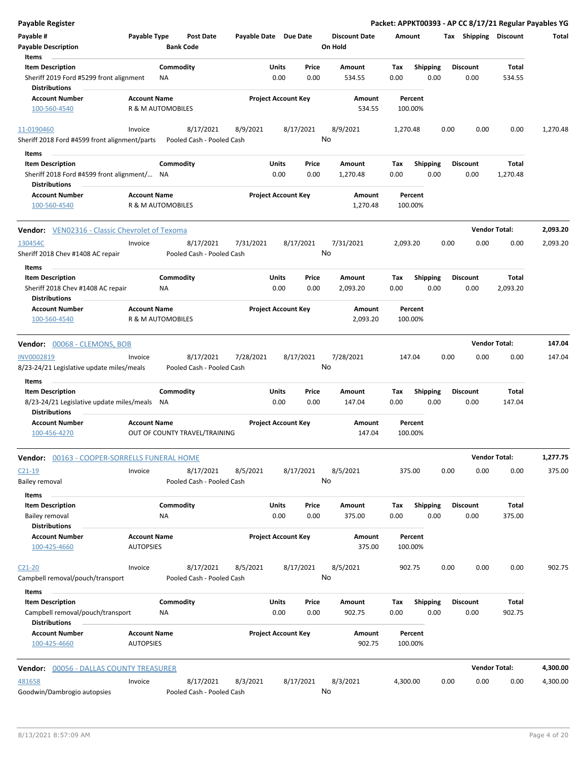## Payable Register

**Packet: APPKT00393 - AP CC 8/17/21 Regular Payables YG**

| Payable # | Payable Type | Post Date | Payable Date | Due Date | Discount Date | Amount | Tax | Shipping | Discount | Total |
|---|---|---|---|---|---|---|---|---|---|---|
| Payable Description | | Bank Code | | | On Hold | | | | | |

**Items**

| Item Description | Commodity | Units | Price | Amount | Tax | Shipping | Discount | Total |
|---|---|---|---|---|---|---|---|---|
| Sheriff 2019 Ford #5299 front alignment | NA | 0.00 | 0.00 | 534.55 | 0.00 | 0.00 | 0.00 | 534.55 |

**Distributions**

| Account Number | Account Name | Project Account Key | Amount | Percent |
|---|---|---|---|---|
| 100-560-4540 | R & M AUTOMOBILES | | 534.55 | 100.00% |

| Payable # | Payable Type | Post Date | Payable Date | Due Date | Discount Date | Amount | Tax | Shipping | Discount | Total |
|---|---|---|---|---|---|---|---|---|---|---|
| 11-0190460 | Invoice | 8/17/2021 | 8/9/2021 | 8/17/2021 | 8/9/2021 | 1,270.48 | 0.00 | 0.00 | 0.00 | 1,270.48 |
| Sheriff 2018 Ford #4599 front alignment/parts | | Pooled Cash - Pooled Cash | | | No | | | | | |

**Items**

| Item Description | Commodity | Units | Price | Amount | Tax | Shipping | Discount | Total |
|---|---|---|---|---|---|---|---|---|
| Sheriff 2018 Ford #4599 front alignment/... | NA | 0.00 | 0.00 | 1,270.48 | 0.00 | 0.00 | 0.00 | 1,270.48 |

**Distributions**

| Account Number | Account Name | Project Account Key | Amount | Percent |
|---|---|---|---|---|
| 100-560-4540 | R & M AUTOMOBILES | | 1,270.48 | 100.00% |

**Vendor:** VEN02316 - Classic Chevrolet of Texoma — **Vendor Total: 2,093.20**

| Payable # | Payable Type | Post Date | Payable Date | Due Date | Discount Date | Amount | Tax | Shipping | Discount | Total |
|---|---|---|---|---|---|---|---|---|---|---|
| 130454C | Invoice | 8/17/2021 | 7/31/2021 | 8/17/2021 | 7/31/2021 | 2,093.20 | 0.00 | 0.00 | 0.00 | 2,093.20 |
| Sheriff 2018 Chev #1408 AC repair | | Pooled Cash - Pooled Cash | | | No | | | | | |

**Items**

| Item Description | Commodity | Units | Price | Amount | Tax | Shipping | Discount | Total |
|---|---|---|---|---|---|---|---|---|
| Sheriff 2018 Chev #1408 AC repair | NA | 0.00 | 0.00 | 2,093.20 | 0.00 | 0.00 | 0.00 | 2,093.20 |

**Distributions**

| Account Number | Account Name | Project Account Key | Amount | Percent |
|---|---|---|---|---|
| 100-560-4540 | R & M AUTOMOBILES | | 2,093.20 | 100.00% |

**Vendor:** 00068 - CLEMONS, BOB — **Vendor Total: 147.04**

| Payable # | Payable Type | Post Date | Payable Date | Due Date | Discount Date | Amount | Tax | Shipping | Discount | Total |
|---|---|---|---|---|---|---|---|---|---|---|
| INV0002819 | Invoice | 8/17/2021 | 7/28/2021 | 8/17/2021 | 7/28/2021 | 147.04 | 0.00 | 0.00 | 0.00 | 147.04 |
| 8/23-24/21 Legislative update miles/meals | | Pooled Cash - Pooled Cash | | | No | | | | | |

**Items**

| Item Description | Commodity | Units | Price | Amount | Tax | Shipping | Discount | Total |
|---|---|---|---|---|---|---|---|---|
| 8/23-24/21 Legislative update miles/meals | NA | 0.00 | 0.00 | 147.04 | 0.00 | 0.00 | 0.00 | 147.04 |

**Distributions**

| Account Number | Account Name | Project Account Key | Amount | Percent |
|---|---|---|---|---|
| 100-456-4270 | OUT OF COUNTY TRAVEL/TRAINING | | 147.04 | 100.00% |

**Vendor:** 00163 - COOPER-SORRELLS FUNERAL HOME — **Vendor Total: 1,277.75**

| Payable # | Payable Type | Post Date | Payable Date | Due Date | Discount Date | Amount | Tax | Shipping | Discount | Total |
|---|---|---|---|---|---|---|---|---|---|---|
| C21-19 | Invoice | 8/17/2021 | 8/5/2021 | 8/17/2021 | 8/5/2021 | 375.00 | 0.00 | 0.00 | 0.00 | 375.00 |
| Bailey removal | | Pooled Cash - Pooled Cash | | | No | | | | | |

**Items**

| Item Description | Commodity | Units | Price | Amount | Tax | Shipping | Discount | Total |
|---|---|---|---|---|---|---|---|---|
| Bailey removal | NA | 0.00 | 0.00 | 375.00 | 0.00 | 0.00 | 0.00 | 375.00 |

**Distributions**

| Account Number | Account Name | Project Account Key | Amount | Percent |
|---|---|---|---|---|
| 100-425-4660 | AUTOPSIES | | 375.00 | 100.00% |

| Payable # | Payable Type | Post Date | Payable Date | Due Date | Discount Date | Amount | Tax | Shipping | Discount | Total |
|---|---|---|---|---|---|---|---|---|---|---|
| C21-20 | Invoice | 8/17/2021 | 8/5/2021 | 8/17/2021 | 8/5/2021 | 902.75 | 0.00 | 0.00 | 0.00 | 902.75 |
| Campbell removal/pouch/transport | | Pooled Cash - Pooled Cash | | | No | | | | | |

**Items**

| Item Description | Commodity | Units | Price | Amount | Tax | Shipping | Discount | Total |
|---|---|---|---|---|---|---|---|---|
| Campbell removal/pouch/transport | NA | 0.00 | 0.00 | 902.75 | 0.00 | 0.00 | 0.00 | 902.75 |

**Distributions**

| Account Number | Account Name | Project Account Key | Amount | Percent |
|---|---|---|---|---|
| 100-425-4660 | AUTOPSIES | | 902.75 | 100.00% |

**Vendor:** 00056 - DALLAS COUNTY TREASURER — **Vendor Total: 4,300.00**

| Payable # | Payable Type | Post Date | Payable Date | Due Date | Discount Date | Amount | Tax | Shipping | Discount | Total |
|---|---|---|---|---|---|---|---|---|---|---|
| 481658 | Invoice | 8/17/2021 | 8/3/2021 | 8/17/2021 | 8/3/2021 | 4,300.00 | 0.00 | 0.00 | 0.00 | 4,300.00 |
| Goodwin/Dambrogio autopsies | | Pooled Cash - Pooled Cash | | | No | | | | | |

8/13/2021 8:57:09 AM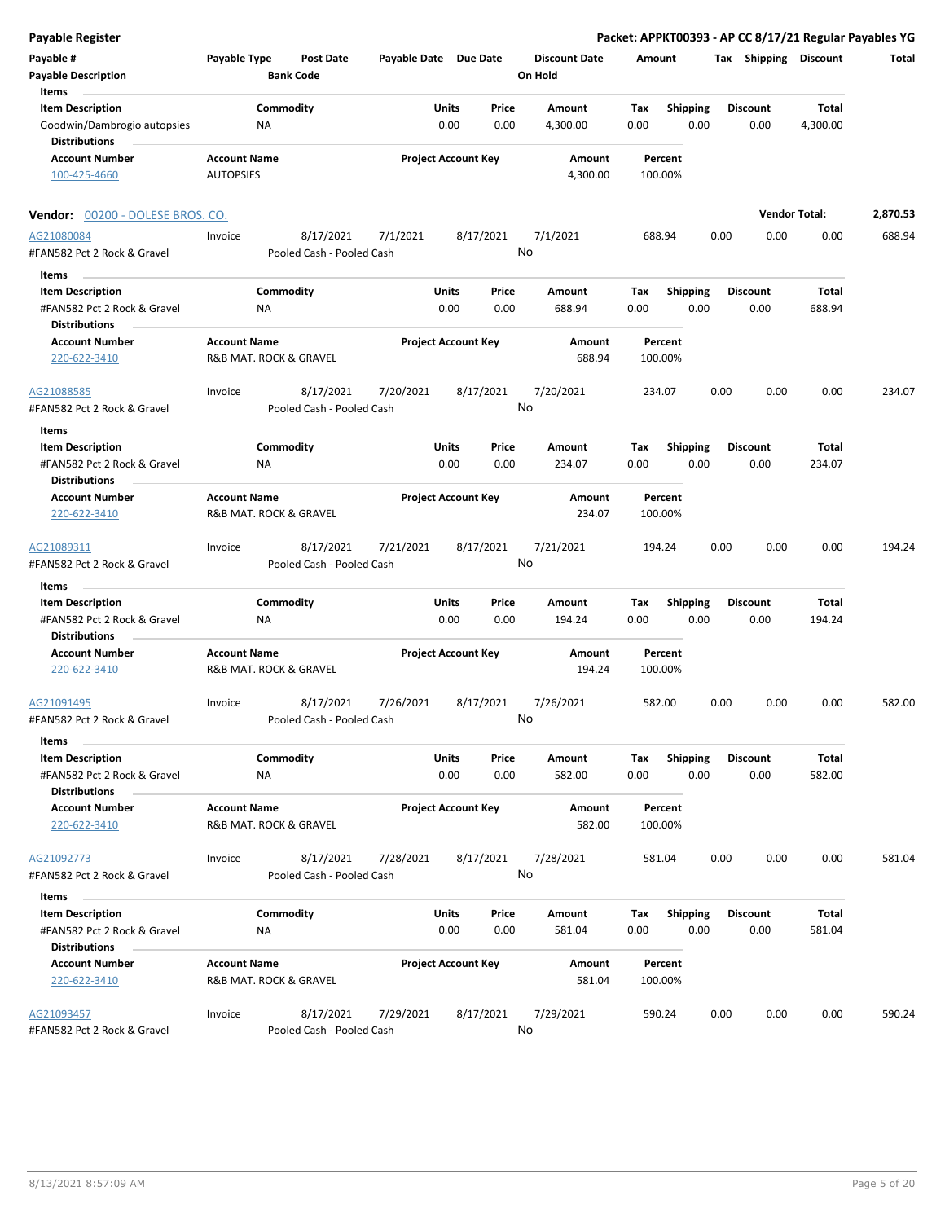**Payable Register** — **Packet: APPKT00393 - AP CC 8/17/21 Regular Payables YG**

| Payable # | Payable Type | Post Date | Payable Date | Due Date | Discount Date | Amount | Tax | Shipping | Discount | Total |
|---|---|---|---|---|---|---|---|---|---|---|
| Payable Description | | Bank Code | | | On Hold | | | | | |

**Items**

| Item Description | Commodity | Units | Price | Amount | Tax | Shipping | Discount | Total |
|---|---|---|---|---|---|---|---|---|
| Goodwin/Dambrogio autopsies | NA | 0.00 | 0.00 | 4,300.00 | 0.00 | 0.00 | 0.00 | 4,300.00 |

**Distributions**

| Account Number | Account Name | Project Account Key | Amount | Percent |
|---|---|---|---|---|
| 100-425-4660 | AUTOPSIES | | 4,300.00 | 100.00% |

---

**Vendor:** 00200 - DOLESE BROS. CO. — **Vendor Total:** 2,870.53

| Payable # | Payable Type | Post Date | Payable Date | Due Date | Discount Date | Amount | Tax | Shipping | Discount | Total |
|---|---|---|---|---|---|---|---|---|---|---|
| AG21080084 | Invoice | 8/17/2021 | 7/1/2021 | 8/17/2021 | 7/1/2021 | 688.94 | 0.00 | 0.00 | 0.00 | 688.94 |
| #FAN582 Pct 2 Rock & Gravel | | Pooled Cash - Pooled Cash | | | No | | | | | |

**Items**

| Item Description | Commodity | Units | Price | Amount | Tax | Shipping | Discount | Total |
|---|---|---|---|---|---|---|---|---|
| #FAN582 Pct 2 Rock & Gravel | NA | 0.00 | 0.00 | 688.94 | 0.00 | 0.00 | 0.00 | 688.94 |

**Distributions**

| Account Number | Account Name | Project Account Key | Amount | Percent |
|---|---|---|---|---|
| 220-622-3410 | R&B MAT. ROCK & GRAVEL | | 688.94 | 100.00% |

| Payable # | Payable Type | Post Date | Payable Date | Due Date | Discount Date | Amount | Tax | Shipping | Discount | Total |
|---|---|---|---|---|---|---|---|---|---|---|
| AG21088585 | Invoice | 8/17/2021 | 7/20/2021 | 8/17/2021 | 7/20/2021 | 234.07 | 0.00 | 0.00 | 0.00 | 234.07 |
| #FAN582 Pct 2 Rock & Gravel | | Pooled Cash - Pooled Cash | | | No | | | | | |

**Items**

| Item Description | Commodity | Units | Price | Amount | Tax | Shipping | Discount | Total |
|---|---|---|---|---|---|---|---|---|
| #FAN582 Pct 2 Rock & Gravel | NA | 0.00 | 0.00 | 234.07 | 0.00 | 0.00 | 0.00 | 234.07 |

**Distributions**

| Account Number | Account Name | Project Account Key | Amount | Percent |
|---|---|---|---|---|
| 220-622-3410 | R&B MAT. ROCK & GRAVEL | | 234.07 | 100.00% |

| Payable # | Payable Type | Post Date | Payable Date | Due Date | Discount Date | Amount | Tax | Shipping | Discount | Total |
|---|---|---|---|---|---|---|---|---|---|---|
| AG21089311 | Invoice | 8/17/2021 | 7/21/2021 | 8/17/2021 | 7/21/2021 | 194.24 | 0.00 | 0.00 | 0.00 | 194.24 |
| #FAN582 Pct 2 Rock & Gravel | | Pooled Cash - Pooled Cash | | | No | | | | | |

**Items**

| Item Description | Commodity | Units | Price | Amount | Tax | Shipping | Discount | Total |
|---|---|---|---|---|---|---|---|---|
| #FAN582 Pct 2 Rock & Gravel | NA | 0.00 | 0.00 | 194.24 | 0.00 | 0.00 | 0.00 | 194.24 |

**Distributions**

| Account Number | Account Name | Project Account Key | Amount | Percent |
|---|---|---|---|---|
| 220-622-3410 | R&B MAT. ROCK & GRAVEL | | 194.24 | 100.00% |

| Payable # | Payable Type | Post Date | Payable Date | Due Date | Discount Date | Amount | Tax | Shipping | Discount | Total |
|---|---|---|---|---|---|---|---|---|---|---|
| AG21091495 | Invoice | 8/17/2021 | 7/26/2021 | 8/17/2021 | 7/26/2021 | 582.00 | 0.00 | 0.00 | 0.00 | 582.00 |
| #FAN582 Pct 2 Rock & Gravel | | Pooled Cash - Pooled Cash | | | No | | | | | |

**Items**

| Item Description | Commodity | Units | Price | Amount | Tax | Shipping | Discount | Total |
|---|---|---|---|---|---|---|---|---|
| #FAN582 Pct 2 Rock & Gravel | NA | 0.00 | 0.00 | 582.00 | 0.00 | 0.00 | 0.00 | 582.00 |

**Distributions**

| Account Number | Account Name | Project Account Key | Amount | Percent |
|---|---|---|---|---|
| 220-622-3410 | R&B MAT. ROCK & GRAVEL | | 582.00 | 100.00% |

| Payable # | Payable Type | Post Date | Payable Date | Due Date | Discount Date | Amount | Tax | Shipping | Discount | Total |
|---|---|---|---|---|---|---|---|---|---|---|
| AG21092773 | Invoice | 8/17/2021 | 7/28/2021 | 8/17/2021 | 7/28/2021 | 581.04 | 0.00 | 0.00 | 0.00 | 581.04 |
| #FAN582 Pct 2 Rock & Gravel | | Pooled Cash - Pooled Cash | | | No | | | | | |

**Items**

| Item Description | Commodity | Units | Price | Amount | Tax | Shipping | Discount | Total |
|---|---|---|---|---|---|---|---|---|
| #FAN582 Pct 2 Rock & Gravel | NA | 0.00 | 0.00 | 581.04 | 0.00 | 0.00 | 0.00 | 581.04 |

**Distributions**

| Account Number | Account Name | Project Account Key | Amount | Percent |
|---|---|---|---|---|
| 220-622-3410 | R&B MAT. ROCK & GRAVEL | | 581.04 | 100.00% |

| Payable # | Payable Type | Post Date | Payable Date | Due Date | Discount Date | Amount | Tax | Shipping | Discount | Total |
|---|---|---|---|---|---|---|---|---|---|---|
| AG21093457 | Invoice | 8/17/2021 | 7/29/2021 | 8/17/2021 | 7/29/2021 | 590.24 | 0.00 | 0.00 | 0.00 | 590.24 |
| #FAN582 Pct 2 Rock & Gravel | | Pooled Cash - Pooled Cash | | | No | | | | | |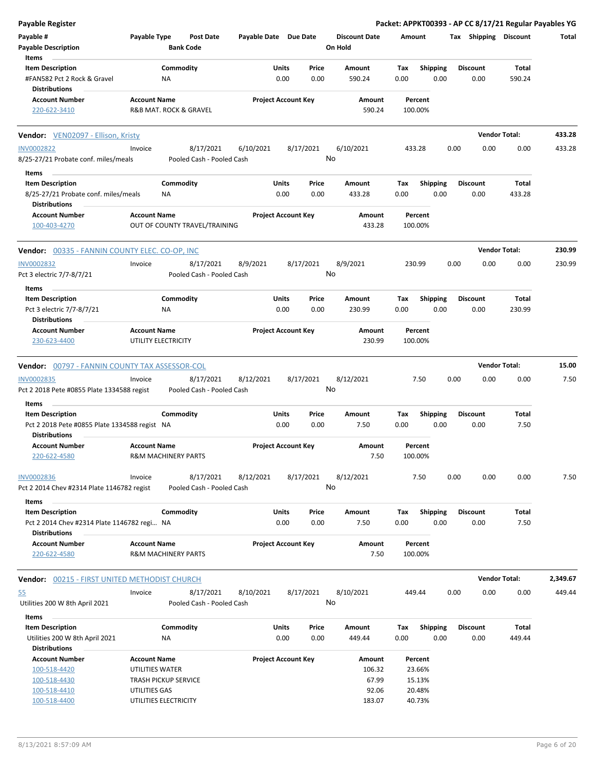**Payable Register** | **Packet: APPKT00393 - AP CC 8/17/21 Regular Payables YG**

| Payable # | Payable Type | Post Date | Payable Date | Due Date | Discount Date | Amount | Tax | Shipping | Discount | Total |
|---|---|---|---|---|---|---|---|---|---|---|
| Payable Description | | Bank Code | | | On Hold | | | | | |

**Items**

| Item Description | Commodity | Units | Price | Amount | Tax | Shipping | Discount | Total |
|---|---|---|---|---|---|---|---|---|
| #FAN582 Pct 2 Rock & Gravel | NA | 0.00 | 0.00 | 590.24 | 0.00 | 0.00 | 0.00 | 590.24 |

**Distributions**

| Account Number | Account Name | Project Account Key | Amount | Percent |
|---|---|---|---|---|
| 220-622-3410 | R&B MAT. ROCK & GRAVEL | | 590.24 | 100.00% |

---

**Vendor:** VEN02097 - Ellison, Kristy — **Vendor Total: 433.28**

| Payable # | Payable Type | Post Date | Payable Date | Due Date | Discount Date | Amount | Tax | Shipping | Discount | Total |
|---|---|---|---|---|---|---|---|---|---|---|
| INV0002822 | Invoice | 8/17/2021 | 6/10/2021 | 8/17/2021 | 6/10/2021 | 433.28 | 0.00 | 0.00 | 0.00 | 433.28 |
| 8/25-27/21 Probate conf. miles/meals | | Pooled Cash - Pooled Cash | | | No | | | | | |

**Items**

| Item Description | Commodity | Units | Price | Amount | Tax | Shipping | Discount | Total |
|---|---|---|---|---|---|---|---|---|
| 8/25-27/21 Probate conf. miles/meals | NA | 0.00 | 0.00 | 433.28 | 0.00 | 0.00 | 0.00 | 433.28 |

**Distributions**

| Account Number | Account Name | Project Account Key | Amount | Percent |
|---|---|---|---|---|
| 100-403-4270 | OUT OF COUNTY TRAVEL/TRAINING | | 433.28 | 100.00% |

---

**Vendor:** 00335 - FANNIN COUNTY ELEC. CO-OP, INC — **Vendor Total: 230.99**

| Payable # | Payable Type | Post Date | Payable Date | Due Date | Discount Date | Amount | Tax | Shipping | Discount | Total |
|---|---|---|---|---|---|---|---|---|---|---|
| INV0002832 | Invoice | 8/17/2021 | 8/9/2021 | 8/17/2021 | 8/9/2021 | 230.99 | 0.00 | 0.00 | 0.00 | 230.99 |
| Pct 3 electric 7/7-8/7/21 | | Pooled Cash - Pooled Cash | | | No | | | | | |

**Items**

| Item Description | Commodity | Units | Price | Amount | Tax | Shipping | Discount | Total |
|---|---|---|---|---|---|---|---|---|
| Pct 3 electric 7/7-8/7/21 | NA | 0.00 | 0.00 | 230.99 | 0.00 | 0.00 | 0.00 | 230.99 |

**Distributions**

| Account Number | Account Name | Project Account Key | Amount | Percent |
|---|---|---|---|---|
| 230-623-4400 | UTILITY ELECTRICITY | | 230.99 | 100.00% |

---

**Vendor:** 00797 - FANNIN COUNTY TAX ASSESSOR-COL — **Vendor Total: 15.00**

| Payable # | Payable Type | Post Date | Payable Date | Due Date | Discount Date | Amount | Tax | Shipping | Discount | Total |
|---|---|---|---|---|---|---|---|---|---|---|
| INV0002835 | Invoice | 8/17/2021 | 8/12/2021 | 8/17/2021 | 8/12/2021 | 7.50 | 0.00 | 0.00 | 0.00 | 7.50 |
| Pct 2 2018 Pete #0855 Plate 1334588 regist | | Pooled Cash - Pooled Cash | | | No | | | | | |

**Items**

| Item Description | Commodity | Units | Price | Amount | Tax | Shipping | Discount | Total |
|---|---|---|---|---|---|---|---|---|
| Pct 2 2018 Pete #0855 Plate 1334588 regist | NA | 0.00 | 0.00 | 7.50 | 0.00 | 0.00 | 0.00 | 7.50 |

**Distributions**

| Account Number | Account Name | Project Account Key | Amount | Percent |
|---|---|---|---|---|
| 220-622-4580 | R&M MACHINERY PARTS | | 7.50 | 100.00% |

| Payable # | Payable Type | Post Date | Payable Date | Due Date | Discount Date | Amount | Tax | Shipping | Discount | Total |
|---|---|---|---|---|---|---|---|---|---|---|
| INV0002836 | Invoice | 8/17/2021 | 8/12/2021 | 8/17/2021 | 8/12/2021 | 7.50 | 0.00 | 0.00 | 0.00 | 7.50 |
| Pct 2 2014 Chev #2314 Plate 1146782 regist | | Pooled Cash - Pooled Cash | | | No | | | | | |

**Items**

| Item Description | Commodity | Units | Price | Amount | Tax | Shipping | Discount | Total |
|---|---|---|---|---|---|---|---|---|
| Pct 2 2014 Chev #2314 Plate 1146782 regi... | NA | 0.00 | 0.00 | 7.50 | 0.00 | 0.00 | 0.00 | 7.50 |

**Distributions**

| Account Number | Account Name | Project Account Key | Amount | Percent |
|---|---|---|---|---|
| 220-622-4580 | R&M MACHINERY PARTS | | 7.50 | 100.00% |

---

**Vendor:** 00215 - FIRST UNITED METHODIST CHURCH — **Vendor Total: 2,349.67**

| Payable # | Payable Type | Post Date | Payable Date | Due Date | Discount Date | Amount | Tax | Shipping | Discount | Total |
|---|---|---|---|---|---|---|---|---|---|---|
| 55 | Invoice | 8/17/2021 | 8/10/2021 | 8/17/2021 | 8/10/2021 | 449.44 | 0.00 | 0.00 | 0.00 | 449.44 |
| Utilities 200 W 8th April 2021 | | Pooled Cash - Pooled Cash | | | No | | | | | |

**Items**

| Item Description | Commodity | Units | Price | Amount | Tax | Shipping | Discount | Total |
|---|---|---|---|---|---|---|---|---|
| Utilities 200 W 8th April 2021 | NA | 0.00 | 0.00 | 449.44 | 0.00 | 0.00 | 0.00 | 449.44 |

**Distributions**

| Account Number | Account Name | Project Account Key | Amount | Percent |
|---|---|---|---|---|
| 100-518-4420 | UTILITIES WATER | | 106.32 | 23.66% |
| 100-518-4430 | TRASH PICKUP SERVICE | | 67.99 | 15.13% |
| 100-518-4410 | UTILITIES GAS | | 92.06 | 20.48% |
| 100-518-4400 | UTILITIES ELECTRICITY | | 183.07 | 40.73% |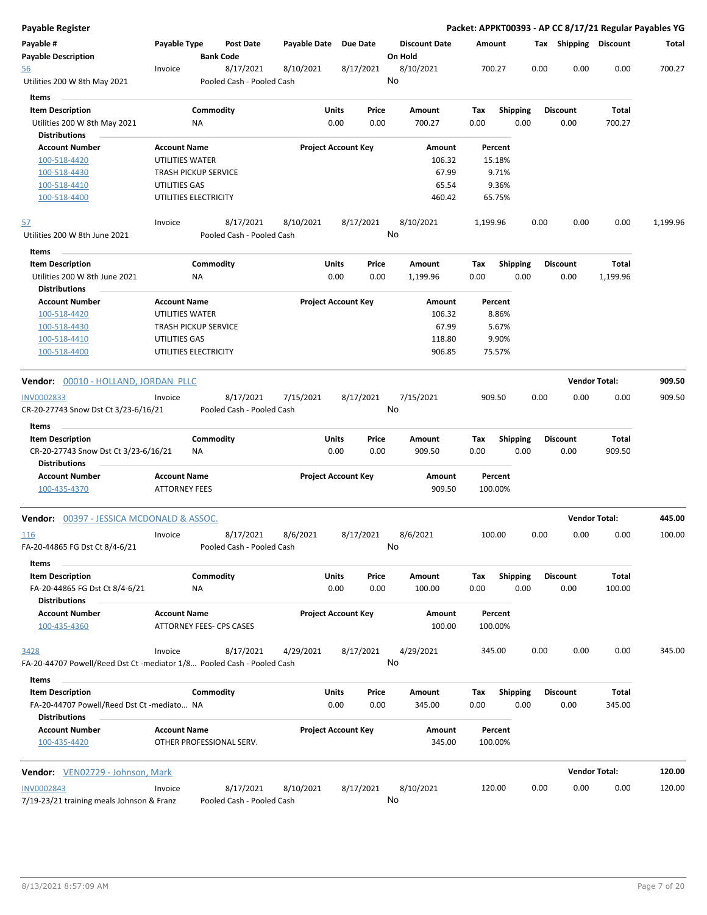**Payable Register** — **Packet: APPKT00393 - AP CC 8/17/21 Regular Payables YG**

| Payable # / Payable Description | Payable Type | Post Date / Bank Code | Payable Date | Due Date | Discount Date / On Hold | Amount | Tax | Shipping | Discount | Total |
|---|---|---|---|---|---|---|---|---|---|---|
| 56 / Utilities 200 W 8th May 2021 | Invoice | 8/17/2021 / Pooled Cash - Pooled Cash | 8/10/2021 | 8/17/2021 | 8/10/2021 / No | 700.27 | 0.00 | 0.00 | 0.00 | 700.27 |

Items

| Item Description | Commodity | Units | Price | Amount | Tax | Shipping | Discount | Total |
|---|---|---|---|---|---|---|---|---|
| Utilities 200 W 8th May 2021 | NA | 0.00 | 0.00 | 700.27 | 0.00 | 0.00 | 0.00 | 700.27 |

Distributions

| Account Number | Account Name | Project Account Key | Amount | Percent |
|---|---|---|---|---|
| 100-518-4420 | UTILITIES WATER | | 106.32 | 15.18% |
| 100-518-4430 | TRASH PICKUP SERVICE | | 67.99 | 9.71% |
| 100-518-4410 | UTILITIES GAS | | 65.54 | 9.36% |
| 100-518-4400 | UTILITIES ELECTRICITY | | 460.42 | 65.75% |

| Payable # / Payable Description | Payable Type | Post Date / Bank Code | Payable Date | Due Date | Discount Date / On Hold | Amount | Tax | Shipping | Discount | Total |
|---|---|---|---|---|---|---|---|---|---|---|
| 57 / Utilities 200 W 8th June 2021 | Invoice | 8/17/2021 / Pooled Cash - Pooled Cash | 8/10/2021 | 8/17/2021 | 8/10/2021 / No | 1,199.96 | 0.00 | 0.00 | 0.00 | 1,199.96 |

Items

| Item Description | Commodity | Units | Price | Amount | Tax | Shipping | Discount | Total |
|---|---|---|---|---|---|---|---|---|
| Utilities 200 W 8th June 2021 | NA | 0.00 | 0.00 | 1,199.96 | 0.00 | 0.00 | 0.00 | 1,199.96 |

Distributions

| Account Number | Account Name | Project Account Key | Amount | Percent |
|---|---|---|---|---|
| 100-518-4420 | UTILITIES WATER | | 106.32 | 8.86% |
| 100-518-4430 | TRASH PICKUP SERVICE | | 67.99 | 5.67% |
| 100-518-4410 | UTILITIES GAS | | 118.80 | 9.90% |
| 100-518-4400 | UTILITIES ELECTRICITY | | 906.85 | 75.57% |

**Vendor: 00010 - HOLLAND, JORDAN PLLC** — **Vendor Total: 909.50**

| Payable # / Payable Description | Payable Type | Post Date / Bank Code | Payable Date | Due Date | Discount Date / On Hold | Amount | Tax | Shipping | Discount | Total |
|---|---|---|---|---|---|---|---|---|---|---|
| INV0002833 / CR-20-27743 Snow Dst Ct 3/23-6/16/21 | Invoice | 8/17/2021 / Pooled Cash - Pooled Cash | 7/15/2021 | 8/17/2021 | 7/15/2021 / No | 909.50 | 0.00 | 0.00 | 0.00 | 909.50 |

Items

| Item Description | Commodity | Units | Price | Amount | Tax | Shipping | Discount | Total |
|---|---|---|---|---|---|---|---|---|
| CR-20-27743 Snow Dst Ct 3/23-6/16/21 | NA | 0.00 | 0.00 | 909.50 | 0.00 | 0.00 | 0.00 | 909.50 |

Distributions

| Account Number | Account Name | Project Account Key | Amount | Percent |
|---|---|---|---|---|
| 100-435-4370 | ATTORNEY FEES | | 909.50 | 100.00% |

**Vendor: 00397 - JESSICA MCDONALD & ASSOC.** — **Vendor Total: 445.00**

| Payable # / Payable Description | Payable Type | Post Date / Bank Code | Payable Date | Due Date | Discount Date / On Hold | Amount | Tax | Shipping | Discount | Total |
|---|---|---|---|---|---|---|---|---|---|---|
| 116 / FA-20-44865 FG Dst Ct 8/4-6/21 | Invoice | 8/17/2021 / Pooled Cash - Pooled Cash | 8/6/2021 | 8/17/2021 | 8/6/2021 / No | 100.00 | 0.00 | 0.00 | 0.00 | 100.00 |

Items

| Item Description | Commodity | Units | Price | Amount | Tax | Shipping | Discount | Total |
|---|---|---|---|---|---|---|---|---|
| FA-20-44865 FG Dst Ct 8/4-6/21 | NA | 0.00 | 0.00 | 100.00 | 0.00 | 0.00 | 0.00 | 100.00 |

Distributions

| Account Number | Account Name | Project Account Key | Amount | Percent |
|---|---|---|---|---|
| 100-435-4360 | ATTORNEY FEES- CPS CASES | | 100.00 | 100.00% |

| Payable # / Payable Description | Payable Type | Post Date / Bank Code | Payable Date | Due Date | Discount Date / On Hold | Amount | Tax | Shipping | Discount | Total |
|---|---|---|---|---|---|---|---|---|---|---|
| 3428 / FA-20-44707 Powell/Reed Dst Ct -mediator 1/8... | Invoice | 8/17/2021 / Pooled Cash - Pooled Cash | 4/29/2021 | 8/17/2021 | 4/29/2021 / No | 345.00 | 0.00 | 0.00 | 0.00 | 345.00 |

Items

| Item Description | Commodity | Units | Price | Amount | Tax | Shipping | Discount | Total |
|---|---|---|---|---|---|---|---|---|
| FA-20-44707 Powell/Reed Dst Ct -mediato... | NA | 0.00 | 0.00 | 345.00 | 0.00 | 0.00 | 0.00 | 345.00 |

Distributions

| Account Number | Account Name | Project Account Key | Amount | Percent |
|---|---|---|---|---|
| 100-435-4420 | OTHER PROFESSIONAL SERV. | | 345.00 | 100.00% |

**Vendor: VEN02729 - Johnson, Mark** — **Vendor Total: 120.00**

| Payable # / Payable Description | Payable Type | Post Date / Bank Code | Payable Date | Due Date | Discount Date / On Hold | Amount | Tax | Shipping | Discount | Total |
|---|---|---|---|---|---|---|---|---|---|---|
| INV0002843 / 7/19-23/21 training meals Johnson & Franz | Invoice | 8/17/2021 / Pooled Cash - Pooled Cash | 8/10/2021 | 8/17/2021 | 8/10/2021 / No | 120.00 | 0.00 | 0.00 | 0.00 | 120.00 |

8/13/2021 8:57:09 AM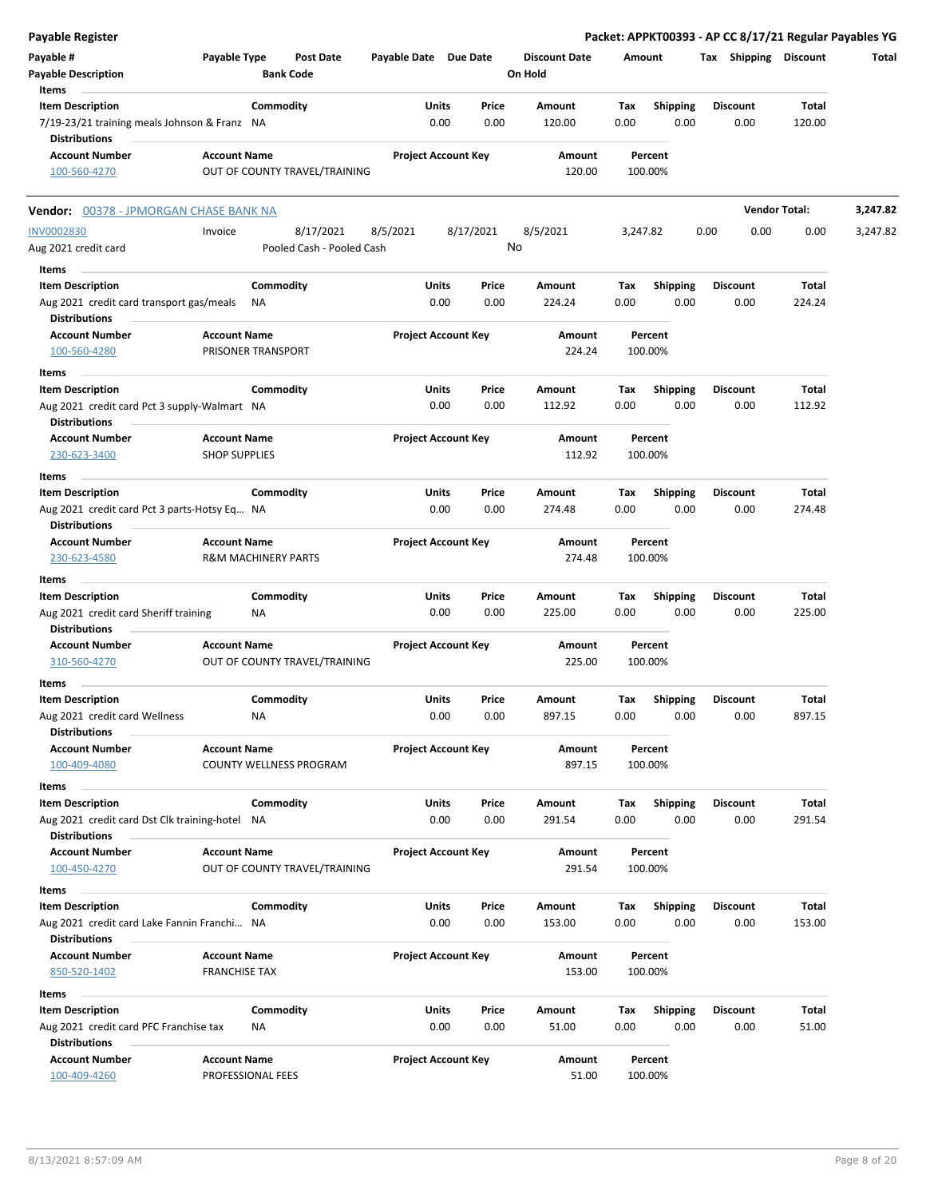**Payable Register** — **Packet: APPKT00393 - AP CC 8/17/21 Regular Payables YG**

| Payable # | Payable Type | Post Date | Payable Date | Due Date | Discount Date | Amount | Tax | Shipping | Discount | Total |
|---|---|---|---|---|---|---|---|---|---|---|
| Payable Description | | Bank Code | | | On Hold | | | | | |

Items

| Item Description | Commodity | Units | Price | Amount | Tax | Shipping | Discount | Total |
|---|---|---|---|---|---|---|---|---|
| 7/19-23/21 training meals Johnson & Franz | NA | 0.00 | 0.00 | 120.00 | 0.00 | 0.00 | 0.00 | 120.00 |

Distributions

| Account Number | Account Name | Project Account Key | Amount | Percent |
|---|---|---|---|---|
| 100-560-4270 | OUT OF COUNTY TRAVEL/TRAINING | | 120.00 | 100.00% |

**Vendor: 00378 - JPMORGAN CHASE BANK NA** — **Vendor Total: 3,247.82**

| Payable # | Payable Type | Post Date | Payable Date | Due Date | Discount Date | Amount | Tax | Shipping | Discount | Total |
|---|---|---|---|---|---|---|---|---|---|---|
| INV0002830 | Invoice | 8/17/2021 | 8/5/2021 | 8/17/2021 | 8/5/2021 | 3,247.82 | 0.00 | 0.00 | 0.00 | 3,247.82 |
| Aug 2021 credit card | | Pooled Cash - Pooled Cash | | | No | | | | | |

Items

| Item Description | Commodity | Units | Price | Amount | Tax | Shipping | Discount | Total |
|---|---|---|---|---|---|---|---|---|
| Aug 2021 credit card transport gas/meals | NA | 0.00 | 0.00 | 224.24 | 0.00 | 0.00 | 0.00 | 224.24 |

Distributions

| Account Number | Account Name | Project Account Key | Amount | Percent |
|---|---|---|---|---|
| 100-560-4280 | PRISONER TRANSPORT | | 224.24 | 100.00% |

Items

| Item Description | Commodity | Units | Price | Amount | Tax | Shipping | Discount | Total |
|---|---|---|---|---|---|---|---|---|
| Aug 2021 credit card Pct 3 supply-Walmart | NA | 0.00 | 0.00 | 112.92 | 0.00 | 0.00 | 0.00 | 112.92 |

Distributions

| Account Number | Account Name | Project Account Key | Amount | Percent |
|---|---|---|---|---|
| 230-623-3400 | SHOP SUPPLIES | | 112.92 | 100.00% |

Items

| Item Description | Commodity | Units | Price | Amount | Tax | Shipping | Discount | Total |
|---|---|---|---|---|---|---|---|---|
| Aug 2021 credit card Pct 3 parts-Hotsy Eq... | NA | 0.00 | 0.00 | 274.48 | 0.00 | 0.00 | 0.00 | 274.48 |

Distributions

| Account Number | Account Name | Project Account Key | Amount | Percent |
|---|---|---|---|---|
| 230-623-4580 | R&M MACHINERY PARTS | | 274.48 | 100.00% |

Items

| Item Description | Commodity | Units | Price | Amount | Tax | Shipping | Discount | Total |
|---|---|---|---|---|---|---|---|---|
| Aug 2021 credit card Sheriff training | NA | 0.00 | 0.00 | 225.00 | 0.00 | 0.00 | 0.00 | 225.00 |

Distributions

| Account Number | Account Name | Project Account Key | Amount | Percent |
|---|---|---|---|---|
| 310-560-4270 | OUT OF COUNTY TRAVEL/TRAINING | | 225.00 | 100.00% |

Items

| Item Description | Commodity | Units | Price | Amount | Tax | Shipping | Discount | Total |
|---|---|---|---|---|---|---|---|---|
| Aug 2021 credit card Wellness | NA | 0.00 | 0.00 | 897.15 | 0.00 | 0.00 | 0.00 | 897.15 |

Distributions

| Account Number | Account Name | Project Account Key | Amount | Percent |
|---|---|---|---|---|
| 100-409-4080 | COUNTY WELLNESS PROGRAM | | 897.15 | 100.00% |

Items

| Item Description | Commodity | Units | Price | Amount | Tax | Shipping | Discount | Total |
|---|---|---|---|---|---|---|---|---|
| Aug 2021 credit card Dst Clk training-hotel | NA | 0.00 | 0.00 | 291.54 | 0.00 | 0.00 | 0.00 | 291.54 |

Distributions

| Account Number | Account Name | Project Account Key | Amount | Percent |
|---|---|---|---|---|
| 100-450-4270 | OUT OF COUNTY TRAVEL/TRAINING | | 291.54 | 100.00% |

Items

| Item Description | Commodity | Units | Price | Amount | Tax | Shipping | Discount | Total |
|---|---|---|---|---|---|---|---|---|
| Aug 2021 credit card Lake Fannin Franchi... | NA | 0.00 | 0.00 | 153.00 | 0.00 | 0.00 | 0.00 | 153.00 |

Distributions

| Account Number | Account Name | Project Account Key | Amount | Percent |
|---|---|---|---|---|
| 850-520-1402 | FRANCHISE TAX | | 153.00 | 100.00% |

Items

| Item Description | Commodity | Units | Price | Amount | Tax | Shipping | Discount | Total |
|---|---|---|---|---|---|---|---|---|
| Aug 2021 credit card PFC Franchise tax | NA | 0.00 | 0.00 | 51.00 | 0.00 | 0.00 | 0.00 | 51.00 |

Distributions

| Account Number | Account Name | Project Account Key | Amount | Percent |
|---|---|---|---|---|
| 100-409-4260 | PROFESSIONAL FEES | | 51.00 | 100.00% |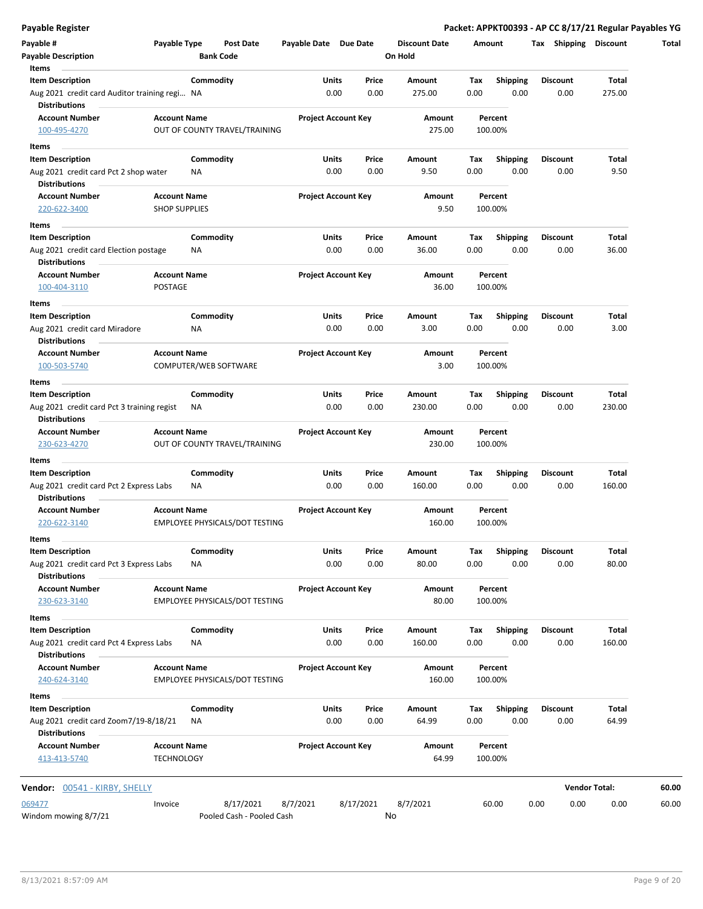## Payable Register

**Packet: APPKT00393 - AP CC 8/17/21 Regular Payables YG**

| Payable # | Payable Type | Post Date | Payable Date | Due Date | Discount Date | Amount | Tax | Shipping | Discount | Total |
|---|---|---|---|---|---|---|---|---|---|---|
| Payable Description | | Bank Code | | | On Hold | | | | | |

**Items**

| Item Description | Commodity | Units | Price | Amount | Tax | Shipping | Discount | Total |
|---|---|---|---|---|---|---|---|---|
| Aug 2021 credit card Auditor training regi… | NA | 0.00 | 0.00 | 275.00 | 0.00 | 0.00 | 0.00 | 275.00 |

**Distributions**

| Account Number | Account Name | Project Account Key | Amount | Percent |
|---|---|---|---|---|
| 100-495-4270 | OUT OF COUNTY TRAVEL/TRAINING | | 275.00 | 100.00% |

**Items**

| Item Description | Commodity | Units | Price | Amount | Tax | Shipping | Discount | Total |
|---|---|---|---|---|---|---|---|---|
| Aug 2021 credit card Pct 2 shop water | NA | 0.00 | 0.00 | 9.50 | 0.00 | 0.00 | 0.00 | 9.50 |

**Distributions**

| Account Number | Account Name | Project Account Key | Amount | Percent |
|---|---|---|---|---|
| 220-622-3400 | SHOP SUPPLIES | | 9.50 | 100.00% |

**Items**

| Item Description | Commodity | Units | Price | Amount | Tax | Shipping | Discount | Total |
|---|---|---|---|---|---|---|---|---|
| Aug 2021 credit card Election postage | NA | 0.00 | 0.00 | 36.00 | 0.00 | 0.00 | 0.00 | 36.00 |

**Distributions**

| Account Number | Account Name | Project Account Key | Amount | Percent |
|---|---|---|---|---|
| 100-404-3110 | POSTAGE | | 36.00 | 100.00% |

**Items**

| Item Description | Commodity | Units | Price | Amount | Tax | Shipping | Discount | Total |
|---|---|---|---|---|---|---|---|---|
| Aug 2021 credit card Miradore | NA | 0.00 | 0.00 | 3.00 | 0.00 | 0.00 | 0.00 | 3.00 |

**Distributions**

| Account Number | Account Name | Project Account Key | Amount | Percent |
|---|---|---|---|---|
| 100-503-5740 | COMPUTER/WEB SOFTWARE | | 3.00 | 100.00% |

**Items**

| Item Description | Commodity | Units | Price | Amount | Tax | Shipping | Discount | Total |
|---|---|---|---|---|---|---|---|---|
| Aug 2021 credit card Pct 3 training regist | NA | 0.00 | 0.00 | 230.00 | 0.00 | 0.00 | 0.00 | 230.00 |

**Distributions**

| Account Number | Account Name | Project Account Key | Amount | Percent |
|---|---|---|---|---|
| 230-623-4270 | OUT OF COUNTY TRAVEL/TRAINING | | 230.00 | 100.00% |

**Items**

| Item Description | Commodity | Units | Price | Amount | Tax | Shipping | Discount | Total |
|---|---|---|---|---|---|---|---|---|
| Aug 2021 credit card Pct 2 Express Labs | NA | 0.00 | 0.00 | 160.00 | 0.00 | 0.00 | 0.00 | 160.00 |

**Distributions**

| Account Number | Account Name | Project Account Key | Amount | Percent |
|---|---|---|---|---|
| 220-622-3140 | EMPLOYEE PHYSICALS/DOT TESTING | | 160.00 | 100.00% |

**Items**

| Item Description | Commodity | Units | Price | Amount | Tax | Shipping | Discount | Total |
|---|---|---|---|---|---|---|---|---|
| Aug 2021 credit card Pct 3 Express Labs | NA | 0.00 | 0.00 | 80.00 | 0.00 | 0.00 | 0.00 | 80.00 |

**Distributions**

| Account Number | Account Name | Project Account Key | Amount | Percent |
|---|---|---|---|---|
| 230-623-3140 | EMPLOYEE PHYSICALS/DOT TESTING | | 80.00 | 100.00% |

**Items**

| Item Description | Commodity | Units | Price | Amount | Tax | Shipping | Discount | Total |
|---|---|---|---|---|---|---|---|---|
| Aug 2021 credit card Pct 4 Express Labs | NA | 0.00 | 0.00 | 160.00 | 0.00 | 0.00 | 0.00 | 160.00 |

**Distributions**

| Account Number | Account Name | Project Account Key | Amount | Percent |
|---|---|---|---|---|
| 240-624-3140 | EMPLOYEE PHYSICALS/DOT TESTING | | 160.00 | 100.00% |

**Items**

| Item Description | Commodity | Units | Price | Amount | Tax | Shipping | Discount | Total |
|---|---|---|---|---|---|---|---|---|
| Aug 2021 credit card Zoom7/19-8/18/21 | NA | 0.00 | 0.00 | 64.99 | 0.00 | 0.00 | 0.00 | 64.99 |

**Distributions**

| Account Number | Account Name | Project Account Key | Amount | Percent |
|---|---|---|---|---|
| 413-413-5740 | TECHNOLOGY | | 64.99 | 100.00% |

**Vendor:** 00541 - KIRBY, SHELLY — **Vendor Total: 60.00**

| Payable # | Payable Type | Post Date | Payable Date | Due Date | Discount Date | Amount | Tax | Shipping | Discount | Total |
|---|---|---|---|---|---|---|---|---|---|---|
| 069477 | Invoice | 8/17/2021 | 8/7/2021 | 8/17/2021 | 8/7/2021 | 60.00 | 0.00 | 0.00 | 0.00 | 60.00 |
| Windom mowing 8/7/21 | | Pooled Cash - Pooled Cash | | | No | | | | | |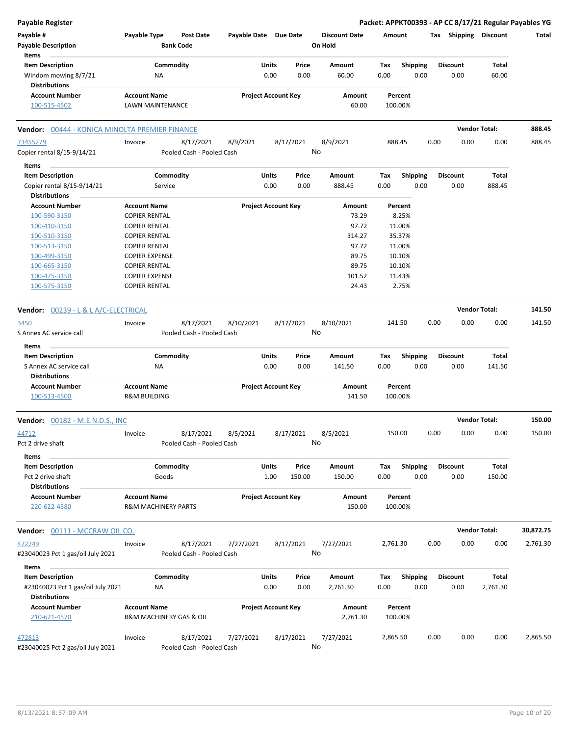**Payable Register** — **Packet: APPKT00393 - AP CC 8/17/21 Regular Payables YG**

| Payable # | Payable Type | Post Date | Payable Date | Due Date | Discount Date | Amount | Tax | Shipping | Discount | Total |
|---|---|---|---|---|---|---|---|---|---|---|
| Payable Description | | Bank Code | | | On Hold | | | | | |

**Items**

| Item Description | Commodity | Units | Price | Amount | Tax | Shipping | Discount | Total |
|---|---|---|---|---|---|---|---|---|
| Windom mowing 8/7/21 | NA | 0.00 | 0.00 | 60.00 | 0.00 | 0.00 | 0.00 | 60.00 |

**Distributions**

| Account Number | Account Name | Project Account Key | Amount | Percent |
|---|---|---|---|---|
| 100-515-4502 | LAWN MAINTENANCE | | 60.00 | 100.00% |

---

**Vendor: 00444 - KONICA MINOLTA PREMIER FINANCE** — **Vendor Total: 888.45**

| Payable # | Payable Type | Post Date | Payable Date | Due Date | Discount Date | Amount | Tax | Shipping | Discount | Total |
|---|---|---|---|---|---|---|---|---|---|---|
| 73455279 | Invoice | 8/17/2021 | 8/9/2021 | 8/17/2021 | 8/9/2021 | 888.45 | 0.00 | 0.00 | 0.00 | 888.45 |
| Copier rental 8/15-9/14/21 | | Pooled Cash - Pooled Cash | | | No | | | | | |

**Items**

| Item Description | Commodity | Units | Price | Amount | Tax | Shipping | Discount | Total |
|---|---|---|---|---|---|---|---|---|
| Copier rental 8/15-9/14/21 | Service | 0.00 | 0.00 | 888.45 | 0.00 | 0.00 | 0.00 | 888.45 |

**Distributions**

| Account Number | Account Name | Project Account Key | Amount | Percent |
|---|---|---|---|---|
| 100-590-3150 | COPIER RENTAL | | 73.29 | 8.25% |
| 100-410-3150 | COPIER RENTAL | | 97.72 | 11.00% |
| 100-510-3150 | COPIER RENTAL | | 314.27 | 35.37% |
| 100-513-3150 | COPIER RENTAL | | 97.72 | 11.00% |
| 100-499-3150 | COPIER EXPENSE | | 89.75 | 10.10% |
| 100-665-3150 | COPIER RENTAL | | 89.75 | 10.10% |
| 100-475-3150 | COPIER EXPENSE | | 101.52 | 11.43% |
| 100-575-3150 | COPIER RENTAL | | 24.43 | 2.75% |

---

**Vendor: 00239 - L & L A/C-ELECTRICAL** — **Vendor Total: 141.50**

| Payable # | Payable Type | Post Date | Payable Date | Due Date | Discount Date | Amount | Tax | Shipping | Discount | Total |
|---|---|---|---|---|---|---|---|---|---|---|
| 3450 | Invoice | 8/17/2021 | 8/10/2021 | 8/17/2021 | 8/10/2021 | 141.50 | 0.00 | 0.00 | 0.00 | 141.50 |
| S Annex AC service call | | Pooled Cash - Pooled Cash | | | No | | | | | |

**Items**

| Item Description | Commodity | Units | Price | Amount | Tax | Shipping | Discount | Total |
|---|---|---|---|---|---|---|---|---|
| S Annex AC service call | NA | 0.00 | 0.00 | 141.50 | 0.00 | 0.00 | 0.00 | 141.50 |

**Distributions**

| Account Number | Account Name | Project Account Key | Amount | Percent |
|---|---|---|---|---|
| 100-513-4500 | R&M BUILDING | | 141.50 | 100.00% |

---

**Vendor: 00182 - M.E.N.D.S., INC** — **Vendor Total: 150.00**

| Payable # | Payable Type | Post Date | Payable Date | Due Date | Discount Date | Amount | Tax | Shipping | Discount | Total |
|---|---|---|---|---|---|---|---|---|---|---|
| 44712 | Invoice | 8/17/2021 | 8/5/2021 | 8/17/2021 | 8/5/2021 | 150.00 | 0.00 | 0.00 | 0.00 | 150.00 |
| Pct 2 drive shaft | | Pooled Cash - Pooled Cash | | | No | | | | | |

**Items**

| Item Description | Commodity | Units | Price | Amount | Tax | Shipping | Discount | Total |
|---|---|---|---|---|---|---|---|---|
| Pct 2 drive shaft | Goods | 1.00 | 150.00 | 150.00 | 0.00 | 0.00 | 0.00 | 150.00 |

**Distributions**

| Account Number | Account Name | Project Account Key | Amount | Percent |
|---|---|---|---|---|
| 220-622-4580 | R&M MACHINERY PARTS | | 150.00 | 100.00% |

---

**Vendor: 00111 - MCCRAW OIL CO.** — **Vendor Total: 30,872.75**

| Payable # | Payable Type | Post Date | Payable Date | Due Date | Discount Date | Amount | Tax | Shipping | Discount | Total |
|---|---|---|---|---|---|---|---|---|---|---|
| 472749 | Invoice | 8/17/2021 | 7/27/2021 | 8/17/2021 | 7/27/2021 | 2,761.30 | 0.00 | 0.00 | 0.00 | 2,761.30 |
| #23040023 Pct 1 gas/oil July 2021 | | Pooled Cash - Pooled Cash | | | No | | | | | |

**Items**

| Item Description | Commodity | Units | Price | Amount | Tax | Shipping | Discount | Total |
|---|---|---|---|---|---|---|---|---|
| #23040023 Pct 1 gas/oil July 2021 | NA | 0.00 | 0.00 | 2,761.30 | 0.00 | 0.00 | 0.00 | 2,761.30 |

**Distributions**

| Account Number | Account Name | Project Account Key | Amount | Percent |
|---|---|---|---|---|
| 210-621-4570 | R&M MACHINERY GAS & OIL | | 2,761.30 | 100.00% |

| Payable # | Payable Type | Post Date | Payable Date | Due Date | Discount Date | Amount | Tax | Shipping | Discount | Total |
|---|---|---|---|---|---|---|---|---|---|---|
| 472813 | Invoice | 8/17/2021 | 7/27/2021 | 8/17/2021 | 7/27/2021 | 2,865.50 | 0.00 | 0.00 | 0.00 | 2,865.50 |
| #23040025 Pct 2 gas/oil July 2021 | | Pooled Cash - Pooled Cash | | | No | | | | | |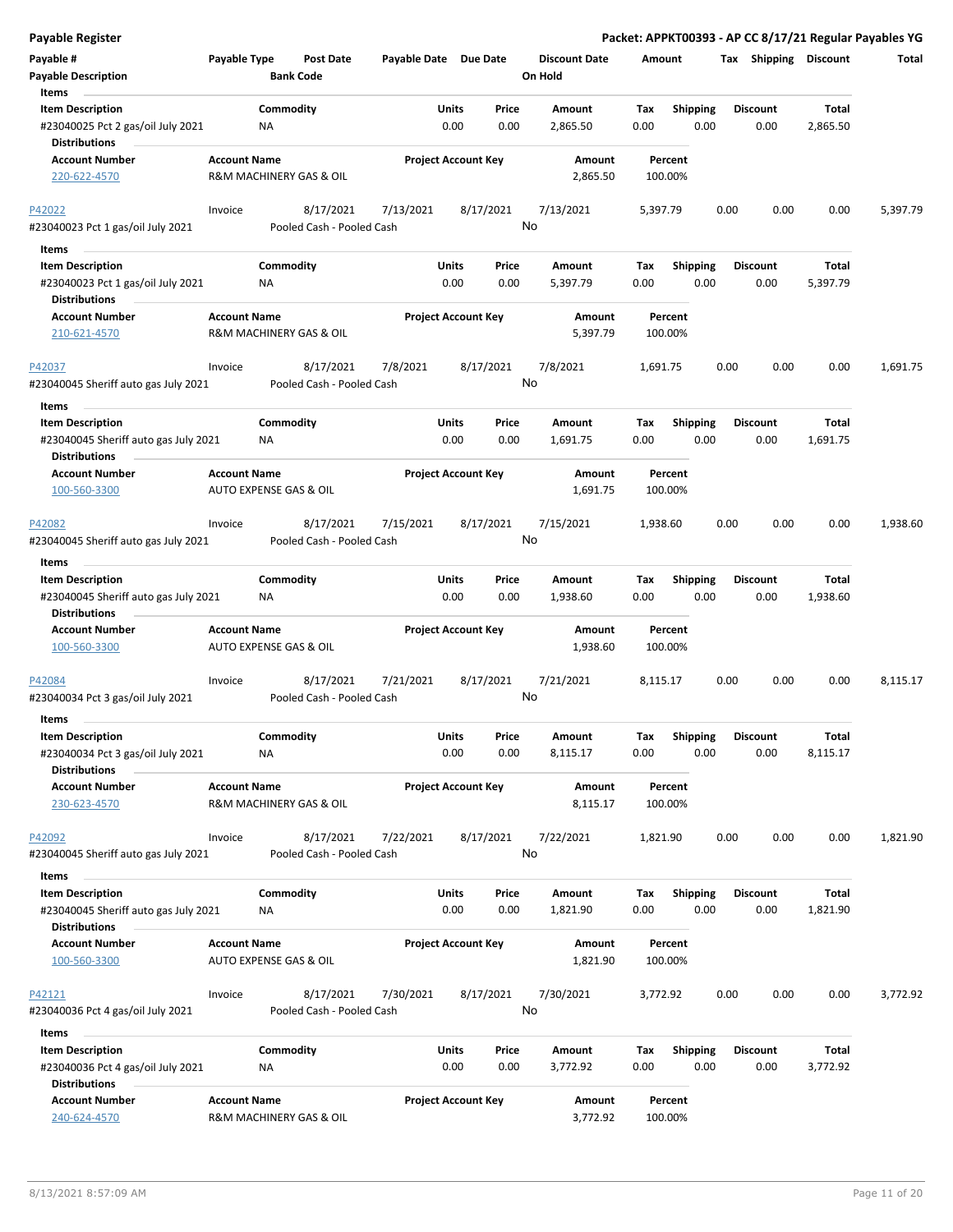| Payable # | Payable Type | Post Date | Payable Date | Due Date | Discount Date | Amount | Tax | Shipping | Discount | Total |
|---|---|---|---|---|---|---|---|---|---|---|
| Payable Description | | Bank Code | | | On Hold | | | | | |

**Items**

| Item Description | Commodity | Units | Price | Amount | Tax | Shipping | Discount | Total |
|---|---|---|---|---|---|---|---|---|
| #23040025 Pct 2 gas/oil July 2021 | NA | 0.00 | 0.00 | 2,865.50 | 0.00 | 0.00 | 0.00 | 2,865.50 |

**Distributions**

| Account Number | Account Name | Project Account Key | Amount | Percent |
|---|---|---|---|---|
| 220-622-4570 | R&M MACHINERY GAS & OIL | | 2,865.50 | 100.00% |

| Payable # | Payable Type | Post Date | Payable Date | Due Date | Discount Date | Amount | Tax | Shipping | Discount | Total |
|---|---|---|---|---|---|---|---|---|---|---|
| P42022 | Invoice | 8/17/2021 | 7/13/2021 | 8/17/2021 | 7/13/2021 | 5,397.79 | 0.00 | 0.00 | 0.00 | 5,397.79 |
| #23040023 Pct 1 gas/oil July 2021 | | Pooled Cash - Pooled Cash | | | No | | | | | |

**Items**

| Item Description | Commodity | Units | Price | Amount | Tax | Shipping | Discount | Total |
|---|---|---|---|---|---|---|---|---|
| #23040023 Pct 1 gas/oil July 2021 | NA | 0.00 | 0.00 | 5,397.79 | 0.00 | 0.00 | 0.00 | 5,397.79 |

**Distributions**

| Account Number | Account Name | Project Account Key | Amount | Percent |
|---|---|---|---|---|
| 210-621-4570 | R&M MACHINERY GAS & OIL | | 5,397.79 | 100.00% |

| Payable # | Payable Type | Post Date | Payable Date | Due Date | Discount Date | Amount | Tax | Shipping | Discount | Total |
|---|---|---|---|---|---|---|---|---|---|---|
| P42037 | Invoice | 8/17/2021 | 7/8/2021 | 8/17/2021 | 7/8/2021 | 1,691.75 | 0.00 | 0.00 | 0.00 | 1,691.75 |
| #23040045 Sheriff auto gas July 2021 | | Pooled Cash - Pooled Cash | | | No | | | | | |

**Items**

| Item Description | Commodity | Units | Price | Amount | Tax | Shipping | Discount | Total |
|---|---|---|---|---|---|---|---|---|
| #23040045 Sheriff auto gas July 2021 | NA | 0.00 | 0.00 | 1,691.75 | 0.00 | 0.00 | 0.00 | 1,691.75 |

**Distributions**

| Account Number | Account Name | Project Account Key | Amount | Percent |
|---|---|---|---|---|
| 100-560-3300 | AUTO EXPENSE GAS & OIL | | 1,691.75 | 100.00% |

| Payable # | Payable Type | Post Date | Payable Date | Due Date | Discount Date | Amount | Tax | Shipping | Discount | Total |
|---|---|---|---|---|---|---|---|---|---|---|
| P42082 | Invoice | 8/17/2021 | 7/15/2021 | 8/17/2021 | 7/15/2021 | 1,938.60 | 0.00 | 0.00 | 0.00 | 1,938.60 |
| #23040045 Sheriff auto gas July 2021 | | Pooled Cash - Pooled Cash | | | No | | | | | |

**Items**

| Item Description | Commodity | Units | Price | Amount | Tax | Shipping | Discount | Total |
|---|---|---|---|---|---|---|---|---|
| #23040045 Sheriff auto gas July 2021 | NA | 0.00 | 0.00 | 1,938.60 | 0.00 | 0.00 | 0.00 | 1,938.60 |

**Distributions**

| Account Number | Account Name | Project Account Key | Amount | Percent |
|---|---|---|---|---|
| 100-560-3300 | AUTO EXPENSE GAS & OIL | | 1,938.60 | 100.00% |

| Payable # | Payable Type | Post Date | Payable Date | Due Date | Discount Date | Amount | Tax | Shipping | Discount | Total |
|---|---|---|---|---|---|---|---|---|---|---|
| P42084 | Invoice | 8/17/2021 | 7/21/2021 | 8/17/2021 | 7/21/2021 | 8,115.17 | 0.00 | 0.00 | 0.00 | 8,115.17 |
| #23040034 Pct 3 gas/oil July 2021 | | Pooled Cash - Pooled Cash | | | No | | | | | |

**Items**

| Item Description | Commodity | Units | Price | Amount | Tax | Shipping | Discount | Total |
|---|---|---|---|---|---|---|---|---|
| #23040034 Pct 3 gas/oil July 2021 | NA | 0.00 | 0.00 | 8,115.17 | 0.00 | 0.00 | 0.00 | 8,115.17 |

**Distributions**

| Account Number | Account Name | Project Account Key | Amount | Percent |
|---|---|---|---|---|
| 230-623-4570 | R&M MACHINERY GAS & OIL | | 8,115.17 | 100.00% |

| Payable # | Payable Type | Post Date | Payable Date | Due Date | Discount Date | Amount | Tax | Shipping | Discount | Total |
|---|---|---|---|---|---|---|---|---|---|---|
| P42092 | Invoice | 8/17/2021 | 7/22/2021 | 8/17/2021 | 7/22/2021 | 1,821.90 | 0.00 | 0.00 | 0.00 | 1,821.90 |
| #23040045 Sheriff auto gas July 2021 | | Pooled Cash - Pooled Cash | | | No | | | | | |

**Items**

| Item Description | Commodity | Units | Price | Amount | Tax | Shipping | Discount | Total |
|---|---|---|---|---|---|---|---|---|
| #23040045 Sheriff auto gas July 2021 | NA | 0.00 | 0.00 | 1,821.90 | 0.00 | 0.00 | 0.00 | 1,821.90 |

**Distributions**

| Account Number | Account Name | Project Account Key | Amount | Percent |
|---|---|---|---|---|
| 100-560-3300 | AUTO EXPENSE GAS & OIL | | 1,821.90 | 100.00% |

| Payable # | Payable Type | Post Date | Payable Date | Due Date | Discount Date | Amount | Tax | Shipping | Discount | Total |
|---|---|---|---|---|---|---|---|---|---|---|
| P42121 | Invoice | 8/17/2021 | 7/30/2021 | 8/17/2021 | 7/30/2021 | 3,772.92 | 0.00 | 0.00 | 0.00 | 3,772.92 |
| #23040036 Pct 4 gas/oil July 2021 | | Pooled Cash - Pooled Cash | | | No | | | | | |

**Items**

| Item Description | Commodity | Units | Price | Amount | Tax | Shipping | Discount | Total |
|---|---|---|---|---|---|---|---|---|
| #23040036 Pct 4 gas/oil July 2021 | NA | 0.00 | 0.00 | 3,772.92 | 0.00 | 0.00 | 0.00 | 3,772.92 |

**Distributions**

| Account Number | Account Name | Project Account Key | Amount | Percent |
|---|---|---|---|---|
| 240-624-4570 | R&M MACHINERY GAS & OIL | | 3,772.92 | 100.00% |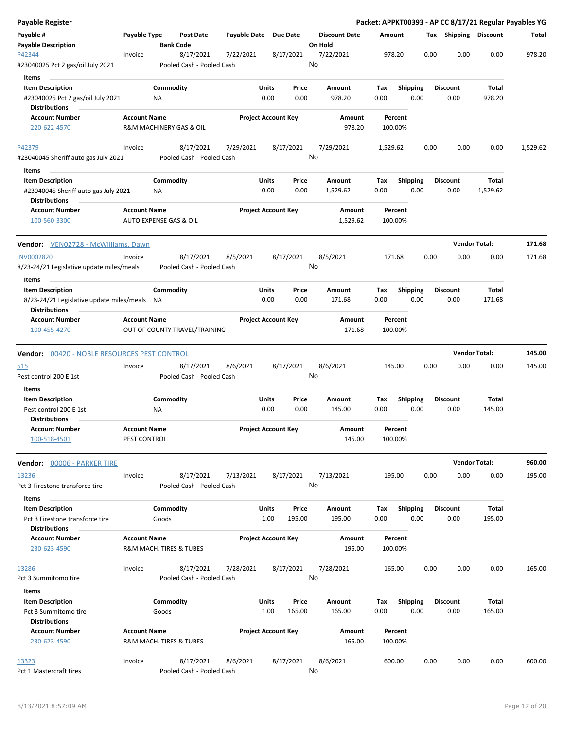**Payable Register** — **Packet: APPKT00393 - AP CC 8/17/21 Regular Payables YG**

| Payable # / Payable Description | Payable Type | Post Date / Bank Code | Payable Date | Due Date | Discount Date / On Hold | Amount | Tax | Shipping | Discount | Total |
|---|---|---|---|---|---|---|---|---|---|---|
| P42344 | Invoice | 8/17/2021 | 7/22/2021 | 8/17/2021 | 7/22/2021 | 978.20 | 0.00 | 0.00 | 0.00 | 978.20 |
| #23040025 Pct 2 gas/oil July 2021 | | Pooled Cash - Pooled Cash | | | No | | | | | |

**Items**

| Item Description | Commodity | Units | Price | Amount | Tax | Shipping | Discount | Total |
|---|---|---|---|---|---|---|---|---|
| #23040025 Pct 2 gas/oil July 2021 | NA | 0.00 | 0.00 | 978.20 | 0.00 | 0.00 | 0.00 | 978.20 |

**Distributions**

| Account Number | Account Name | Project Account Key | Amount | Percent |
|---|---|---|---|---|
| 220-622-4570 | R&M MACHINERY GAS & OIL | | 978.20 | 100.00% |

| Payable # / Payable Description | Payable Type | Post Date / Bank Code | Payable Date | Due Date | Discount Date / On Hold | Amount | Tax | Shipping | Discount | Total |
|---|---|---|---|---|---|---|---|---|---|---|
| P42379 | Invoice | 8/17/2021 | 7/29/2021 | 8/17/2021 | 7/29/2021 | 1,529.62 | 0.00 | 0.00 | 0.00 | 1,529.62 |
| #23040045 Sheriff auto gas July 2021 | | Pooled Cash - Pooled Cash | | | No | | | | | |

**Items**

| Item Description | Commodity | Units | Price | Amount | Tax | Shipping | Discount | Total |
|---|---|---|---|---|---|---|---|---|
| #23040045 Sheriff auto gas July 2021 | NA | 0.00 | 0.00 | 1,529.62 | 0.00 | 0.00 | 0.00 | 1,529.62 |

**Distributions**

| Account Number | Account Name | Project Account Key | Amount | Percent |
|---|---|---|---|---|
| 100-560-3300 | AUTO EXPENSE GAS & OIL | | 1,529.62 | 100.00% |

**Vendor: VEN02728 - McWilliams, Dawn** — **Vendor Total: 171.68**

| Payable # / Payable Description | Payable Type | Post Date / Bank Code | Payable Date | Due Date | Discount Date / On Hold | Amount | Tax | Shipping | Discount | Total |
|---|---|---|---|---|---|---|---|---|---|---|
| INV0002820 | Invoice | 8/17/2021 | 8/5/2021 | 8/17/2021 | 8/5/2021 | 171.68 | 0.00 | 0.00 | 0.00 | 171.68 |
| 8/23-24/21 Legislative update miles/meals | | Pooled Cash - Pooled Cash | | | No | | | | | |

**Items**

| Item Description | Commodity | Units | Price | Amount | Tax | Shipping | Discount | Total |
|---|---|---|---|---|---|---|---|---|
| 8/23-24/21 Legislative update miles/meals | NA | 0.00 | 0.00 | 171.68 | 0.00 | 0.00 | 0.00 | 171.68 |

**Distributions**

| Account Number | Account Name | Project Account Key | Amount | Percent |
|---|---|---|---|---|
| 100-455-4270 | OUT OF COUNTY TRAVEL/TRAINING | | 171.68 | 100.00% |

**Vendor: 00420 - NOBLE RESOURCES PEST CONTROL** — **Vendor Total: 145.00**

| Payable # / Payable Description | Payable Type | Post Date / Bank Code | Payable Date | Due Date | Discount Date / On Hold | Amount | Tax | Shipping | Discount | Total |
|---|---|---|---|---|---|---|---|---|---|---|
| 515 | Invoice | 8/17/2021 | 8/6/2021 | 8/17/2021 | 8/6/2021 | 145.00 | 0.00 | 0.00 | 0.00 | 145.00 |
| Pest control 200 E 1st | | Pooled Cash - Pooled Cash | | | No | | | | | |

**Items**

| Item Description | Commodity | Units | Price | Amount | Tax | Shipping | Discount | Total |
|---|---|---|---|---|---|---|---|---|
| Pest control 200 E 1st | NA | 0.00 | 0.00 | 145.00 | 0.00 | 0.00 | 0.00 | 145.00 |

**Distributions**

| Account Number | Account Name | Project Account Key | Amount | Percent |
|---|---|---|---|---|
| 100-518-4501 | PEST CONTROL | | 145.00 | 100.00% |

**Vendor: 00006 - PARKER TIRE** — **Vendor Total: 960.00**

| Payable # / Payable Description | Payable Type | Post Date / Bank Code | Payable Date | Due Date | Discount Date / On Hold | Amount | Tax | Shipping | Discount | Total |
|---|---|---|---|---|---|---|---|---|---|---|
| 13236 | Invoice | 8/17/2021 | 7/13/2021 | 8/17/2021 | 7/13/2021 | 195.00 | 0.00 | 0.00 | 0.00 | 195.00 |
| Pct 3 Firestone transforce tire | | Pooled Cash - Pooled Cash | | | No | | | | | |

**Items**

| Item Description | Commodity | Units | Price | Amount | Tax | Shipping | Discount | Total |
|---|---|---|---|---|---|---|---|---|
| Pct 3 Firestone transforce tire | Goods | 1.00 | 195.00 | 195.00 | 0.00 | 0.00 | 0.00 | 195.00 |

**Distributions**

| Account Number | Account Name | Project Account Key | Amount | Percent |
|---|---|---|---|---|
| 230-623-4590 | R&M MACH. TIRES & TUBES | | 195.00 | 100.00% |

| Payable # / Payable Description | Payable Type | Post Date / Bank Code | Payable Date | Due Date | Discount Date / On Hold | Amount | Tax | Shipping | Discount | Total |
|---|---|---|---|---|---|---|---|---|---|---|
| 13286 | Invoice | 8/17/2021 | 7/28/2021 | 8/17/2021 | 7/28/2021 | 165.00 | 0.00 | 0.00 | 0.00 | 165.00 |
| Pct 3 Summitomo tire | | Pooled Cash - Pooled Cash | | | No | | | | | |

**Items**

| Item Description | Commodity | Units | Price | Amount | Tax | Shipping | Discount | Total |
|---|---|---|---|---|---|---|---|---|
| Pct 3 Summitomo tire | Goods | 1.00 | 165.00 | 165.00 | 0.00 | 0.00 | 0.00 | 165.00 |

**Distributions**

| Account Number | Account Name | Project Account Key | Amount | Percent |
|---|---|---|---|---|
| 230-623-4590 | R&M MACH. TIRES & TUBES | | 165.00 | 100.00% |

| Payable # / Payable Description | Payable Type | Post Date / Bank Code | Payable Date | Due Date | Discount Date / On Hold | Amount | Tax | Shipping | Discount | Total |
|---|---|---|---|---|---|---|---|---|---|---|
| 13323 | Invoice | 8/17/2021 | 8/6/2021 | 8/17/2021 | 8/6/2021 | 600.00 | 0.00 | 0.00 | 0.00 | 600.00 |
| Pct 1 Mastercraft tires | | Pooled Cash - Pooled Cash | | | No | | | | | |

8/13/2021 8:57:09 AM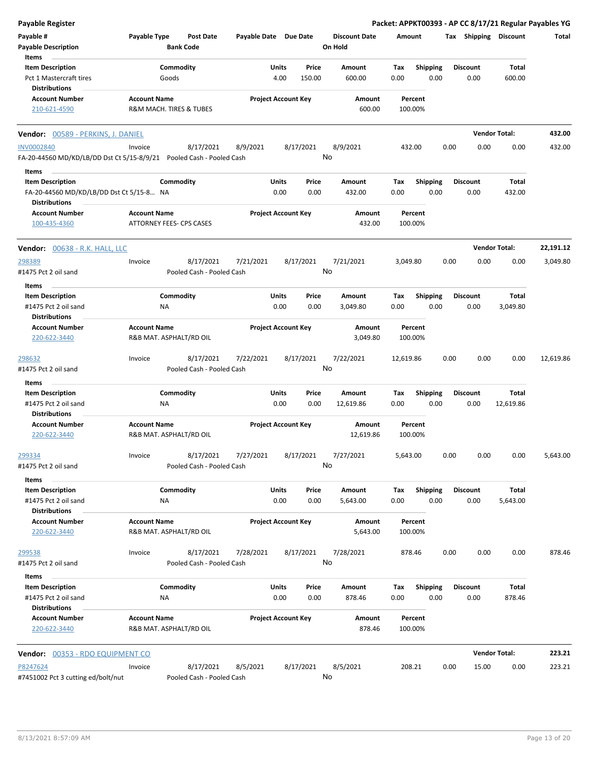**Payable Register** — **Packet: APPKT00393 - AP CC 8/17/21 Regular Payables YG**

| Payable # | Payable Type | Post Date | Payable Date | Due Date | Discount Date | Amount | Tax | Shipping | Discount | Total |
|---|---|---|---|---|---|---|---|---|---|---|
| Payable Description | | Bank Code | | | On Hold | | | | | |

**Items**

| Item Description | Commodity | Units | Price | Amount | Tax | Shipping | Discount | Total |
|---|---|---|---|---|---|---|---|---|
| Pct 1 Mastercraft tires | Goods | 4.00 | 150.00 | 600.00 | 0.00 | 0.00 | 0.00 | 600.00 |

**Distributions**

| Account Number | Account Name | Project Account Key | Amount | Percent |
|---|---|---|---|---|
| 210-621-4590 | R&M MACH. TIRES & TUBES | | 600.00 | 100.00% |

---

**Vendor: 00589 - PERKINS, J. DANIEL** — Vendor Total: **432.00**

| Payable # | Payable Type | Post Date | Payable Date | Due Date | Discount Date | Amount | Tax | Shipping | Discount | Total |
|---|---|---|---|---|---|---|---|---|---|---|
| INV0002840 | Invoice | 8/17/2021 | 8/9/2021 | 8/17/2021 | 8/9/2021 | 432.00 | 0.00 | 0.00 | 0.00 | 432.00 |
| FA-20-44560 MD/KD/LB/DD Dst Ct 5/15-8/9/21 | | Pooled Cash - Pooled Cash | | | No | | | | | |

**Items**

| Item Description | Commodity | Units | Price | Amount | Tax | Shipping | Discount | Total |
|---|---|---|---|---|---|---|---|---|
| FA-20-44560 MD/KD/LB/DD Dst Ct 5/15-8... | NA | 0.00 | 0.00 | 432.00 | 0.00 | 0.00 | 0.00 | 432.00 |

**Distributions**

| Account Number | Account Name | Project Account Key | Amount | Percent |
|---|---|---|---|---|
| 100-435-4360 | ATTORNEY FEES- CPS CASES | | 432.00 | 100.00% |

---

**Vendor: 00638 - R.K. HALL, LLC** — Vendor Total: **22,191.12**

| Payable # | Payable Type | Post Date | Payable Date | Due Date | Discount Date | Amount | Tax | Shipping | Discount | Total |
|---|---|---|---|---|---|---|---|---|---|---|
| 298389 | Invoice | 8/17/2021 | 7/21/2021 | 8/17/2021 | 7/21/2021 | 3,049.80 | 0.00 | 0.00 | 0.00 | 3,049.80 |
| #1475 Pct 2 oil sand | | Pooled Cash - Pooled Cash | | | No | | | | | |

**Items**

| Item Description | Commodity | Units | Price | Amount | Tax | Shipping | Discount | Total |
|---|---|---|---|---|---|---|---|---|
| #1475 Pct 2 oil sand | NA | 0.00 | 0.00 | 3,049.80 | 0.00 | 0.00 | 0.00 | 3,049.80 |

**Distributions**

| Account Number | Account Name | Project Account Key | Amount | Percent |
|---|---|---|---|---|
| 220-622-3440 | R&B MAT. ASPHALT/RD OIL | | 3,049.80 | 100.00% |

| Payable # | Payable Type | Post Date | Payable Date | Due Date | Discount Date | Amount | Tax | Shipping | Discount | Total |
|---|---|---|---|---|---|---|---|---|---|---|
| 298632 | Invoice | 8/17/2021 | 7/22/2021 | 8/17/2021 | 7/22/2021 | 12,619.86 | 0.00 | 0.00 | 0.00 | 12,619.86 |
| #1475 Pct 2 oil sand | | Pooled Cash - Pooled Cash | | | No | | | | | |

**Items**

| Item Description | Commodity | Units | Price | Amount | Tax | Shipping | Discount | Total |
|---|---|---|---|---|---|---|---|---|
| #1475 Pct 2 oil sand | NA | 0.00 | 0.00 | 12,619.86 | 0.00 | 0.00 | 0.00 | 12,619.86 |

**Distributions**

| Account Number | Account Name | Project Account Key | Amount | Percent |
|---|---|---|---|---|
| 220-622-3440 | R&B MAT. ASPHALT/RD OIL | | 12,619.86 | 100.00% |

| Payable # | Payable Type | Post Date | Payable Date | Due Date | Discount Date | Amount | Tax | Shipping | Discount | Total |
|---|---|---|---|---|---|---|---|---|---|---|
| 299334 | Invoice | 8/17/2021 | 7/27/2021 | 8/17/2021 | 7/27/2021 | 5,643.00 | 0.00 | 0.00 | 0.00 | 5,643.00 |
| #1475 Pct 2 oil sand | | Pooled Cash - Pooled Cash | | | No | | | | | |

**Items**

| Item Description | Commodity | Units | Price | Amount | Tax | Shipping | Discount | Total |
|---|---|---|---|---|---|---|---|---|
| #1475 Pct 2 oil sand | NA | 0.00 | 0.00 | 5,643.00 | 0.00 | 0.00 | 0.00 | 5,643.00 |

**Distributions**

| Account Number | Account Name | Project Account Key | Amount | Percent |
|---|---|---|---|---|
| 220-622-3440 | R&B MAT. ASPHALT/RD OIL | | 5,643.00 | 100.00% |

| Payable # | Payable Type | Post Date | Payable Date | Due Date | Discount Date | Amount | Tax | Shipping | Discount | Total |
|---|---|---|---|---|---|---|---|---|---|---|
| 299538 | Invoice | 8/17/2021 | 7/28/2021 | 8/17/2021 | 7/28/2021 | 878.46 | 0.00 | 0.00 | 0.00 | 878.46 |
| #1475 Pct 2 oil sand | | Pooled Cash - Pooled Cash | | | No | | | | | |

**Items**

| Item Description | Commodity | Units | Price | Amount | Tax | Shipping | Discount | Total |
|---|---|---|---|---|---|---|---|---|
| #1475 Pct 2 oil sand | NA | 0.00 | 0.00 | 878.46 | 0.00 | 0.00 | 0.00 | 878.46 |

**Distributions**

| Account Number | Account Name | Project Account Key | Amount | Percent |
|---|---|---|---|---|
| 220-622-3440 | R&B MAT. ASPHALT/RD OIL | | 878.46 | 100.00% |

---

**Vendor: 00353 - RDO EQUIPMENT CO** — Vendor Total: **223.21**

| Payable # | Payable Type | Post Date | Payable Date | Due Date | Discount Date | Amount | Tax | Shipping | Discount | Total |
|---|---|---|---|---|---|---|---|---|---|---|
| P8247624 | Invoice | 8/17/2021 | 8/5/2021 | 8/17/2021 | 8/5/2021 | 208.21 | 0.00 | 15.00 | 0.00 | 223.21 |
| #7451002 Pct 3 cutting ed/bolt/nut | | Pooled Cash - Pooled Cash | | | No | | | | | |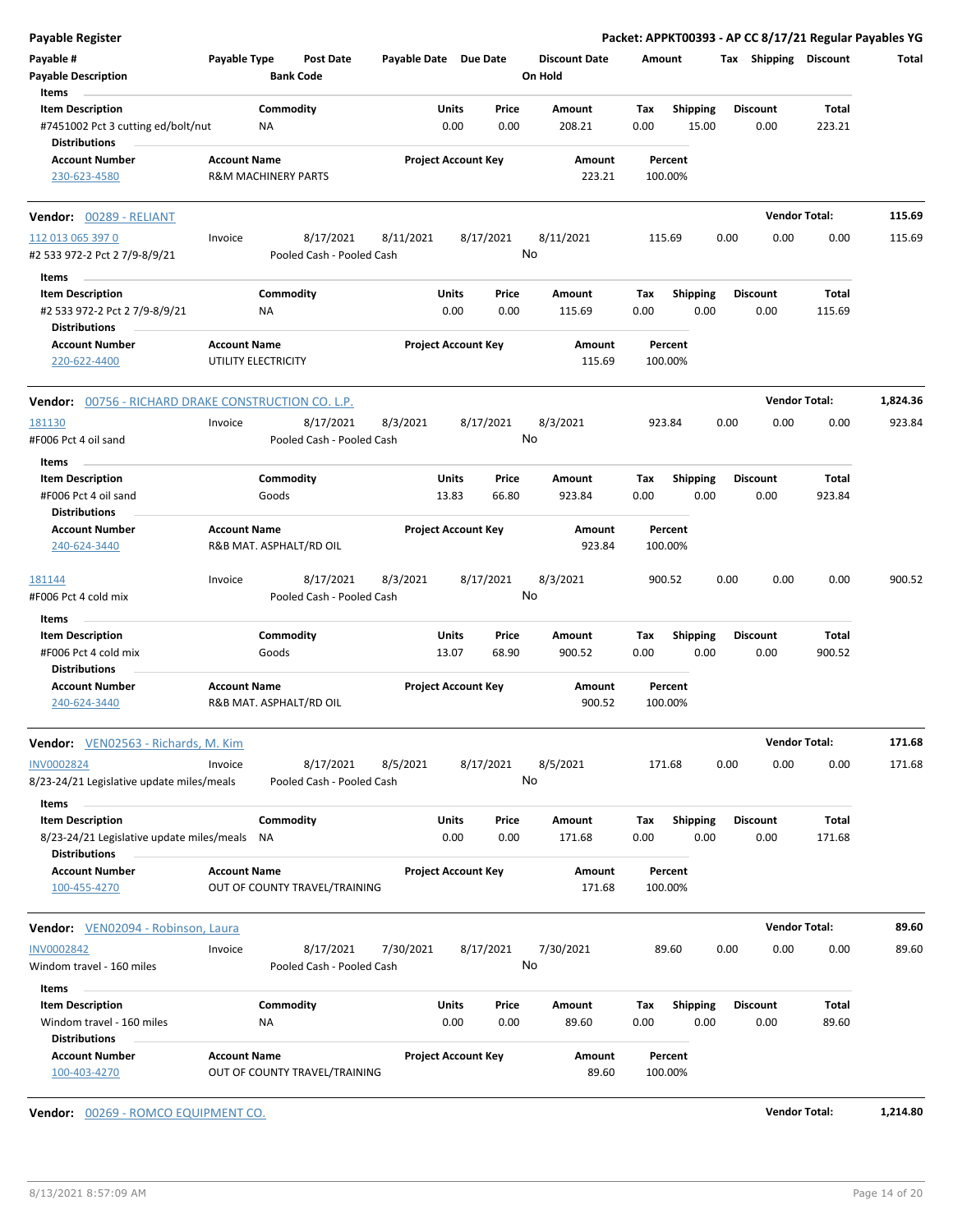**Payable Register** — **Packet: APPKT00393 - AP CC 8/17/21 Regular Payables YG**

| Payable # | Payable Type | Post Date | Payable Date | Due Date | Discount Date | Amount | Tax | Shipping | Discount | Total |
|---|---|---|---|---|---|---|---|---|---|---|
| **Payable Description** | | **Bank Code** | | | **On Hold** | | | | | |

**Items**

| Item Description | Commodity | Units | Price | Amount | Tax | Shipping | Discount | Total |
|---|---|---|---|---|---|---|---|---|
| #7451002 Pct 3 cutting ed/bolt/nut | NA | 0.00 | 0.00 | 208.21 | 0.00 | 15.00 | 0.00 | 223.21 |

**Distributions**

| Account Number | Account Name | Project Account Key | Amount | Percent |
|---|---|---|---|---|
| 230-623-4580 | R&M MACHINERY PARTS | | 223.21 | 100.00% |

---

**Vendor: 00289 - RELIANT** — **Vendor Total: 115.69**

| Payable # | Payable Type | Post Date | Payable Date | Due Date | Discount Date | Amount | Tax | Shipping | Discount | Total |
|---|---|---|---|---|---|---|---|---|---|---|
| 112 013 065 397 0 | Invoice | 8/17/2021 | 8/11/2021 | 8/17/2021 | 8/11/2021 | 115.69 | 0.00 | 0.00 | 0.00 | 115.69 |
| #2 533 972-2 Pct 2 7/9-8/9/21 | | Pooled Cash - Pooled Cash | | | No | | | | | |

**Items**

| Item Description | Commodity | Units | Price | Amount | Tax | Shipping | Discount | Total |
|---|---|---|---|---|---|---|---|---|
| #2 533 972-2 Pct 2 7/9-8/9/21 | NA | 0.00 | 0.00 | 115.69 | 0.00 | 0.00 | 0.00 | 115.69 |

**Distributions**

| Account Number | Account Name | Project Account Key | Amount | Percent |
|---|---|---|---|---|
| 220-622-4400 | UTILITY ELECTRICITY | | 115.69 | 100.00% |

---

**Vendor: 00756 - RICHARD DRAKE CONSTRUCTION CO. L.P.** — **Vendor Total: 1,824.36**

| Payable # | Payable Type | Post Date | Payable Date | Due Date | Discount Date | Amount | Tax | Shipping | Discount | Total |
|---|---|---|---|---|---|---|---|---|---|---|
| 181130 | Invoice | 8/17/2021 | 8/3/2021 | 8/17/2021 | 8/3/2021 | 923.84 | 0.00 | 0.00 | 0.00 | 923.84 |
| #F006 Pct 4 oil sand | | Pooled Cash - Pooled Cash | | | No | | | | | |

**Items**

| Item Description | Commodity | Units | Price | Amount | Tax | Shipping | Discount | Total |
|---|---|---|---|---|---|---|---|---|
| #F006 Pct 4 oil sand | Goods | 13.83 | 66.80 | 923.84 | 0.00 | 0.00 | 0.00 | 923.84 |

**Distributions**

| Account Number | Account Name | Project Account Key | Amount | Percent |
|---|---|---|---|---|
| 240-624-3440 | R&B MAT. ASPHALT/RD OIL | | 923.84 | 100.00% |

| Payable # | Payable Type | Post Date | Payable Date | Due Date | Discount Date | Amount | Tax | Shipping | Discount | Total |
|---|---|---|---|---|---|---|---|---|---|---|
| 181144 | Invoice | 8/17/2021 | 8/3/2021 | 8/17/2021 | 8/3/2021 | 900.52 | 0.00 | 0.00 | 0.00 | 900.52 |
| #F006 Pct 4 cold mix | | Pooled Cash - Pooled Cash | | | No | | | | | |

**Items**

| Item Description | Commodity | Units | Price | Amount | Tax | Shipping | Discount | Total |
|---|---|---|---|---|---|---|---|---|
| #F006 Pct 4 cold mix | Goods | 13.07 | 68.90 | 900.52 | 0.00 | 0.00 | 0.00 | 900.52 |

**Distributions**

| Account Number | Account Name | Project Account Key | Amount | Percent |
|---|---|---|---|---|
| 240-624-3440 | R&B MAT. ASPHALT/RD OIL | | 900.52 | 100.00% |

---

**Vendor: VEN02563 - Richards, M. Kim** — **Vendor Total: 171.68**

| Payable # | Payable Type | Post Date | Payable Date | Due Date | Discount Date | Amount | Tax | Shipping | Discount | Total |
|---|---|---|---|---|---|---|---|---|---|---|
| INV0002824 | Invoice | 8/17/2021 | 8/5/2021 | 8/17/2021 | 8/5/2021 | 171.68 | 0.00 | 0.00 | 0.00 | 171.68 |
| 8/23-24/21 Legislative update miles/meals | | Pooled Cash - Pooled Cash | | | No | | | | | |

**Items**

| Item Description | Commodity | Units | Price | Amount | Tax | Shipping | Discount | Total |
|---|---|---|---|---|---|---|---|---|
| 8/23-24/21 Legislative update miles/meals | NA | 0.00 | 0.00 | 171.68 | 0.00 | 0.00 | 0.00 | 171.68 |

**Distributions**

| Account Number | Account Name | Project Account Key | Amount | Percent |
|---|---|---|---|---|
| 100-455-4270 | OUT OF COUNTY TRAVEL/TRAINING | | 171.68 | 100.00% |

---

**Vendor: VEN02094 - Robinson, Laura** — **Vendor Total: 89.60**

| Payable # | Payable Type | Post Date | Payable Date | Due Date | Discount Date | Amount | Tax | Shipping | Discount | Total |
|---|---|---|---|---|---|---|---|---|---|---|
| INV0002842 | Invoice | 8/17/2021 | 7/30/2021 | 8/17/2021 | 7/30/2021 | 89.60 | 0.00 | 0.00 | 0.00 | 89.60 |
| Windom travel - 160 miles | | Pooled Cash - Pooled Cash | | | No | | | | | |

**Items**

| Item Description | Commodity | Units | Price | Amount | Tax | Shipping | Discount | Total |
|---|---|---|---|---|---|---|---|---|
| Windom travel - 160 miles | NA | 0.00 | 0.00 | 89.60 | 0.00 | 0.00 | 0.00 | 89.60 |

**Distributions**

| Account Number | Account Name | Project Account Key | Amount | Percent |
|---|---|---|---|---|
| 100-403-4270 | OUT OF COUNTY TRAVEL/TRAINING | | 89.60 | 100.00% |

---

**Vendor: 00269 - ROMCO EQUIPMENT CO.** — **Vendor Total: 1,214.80**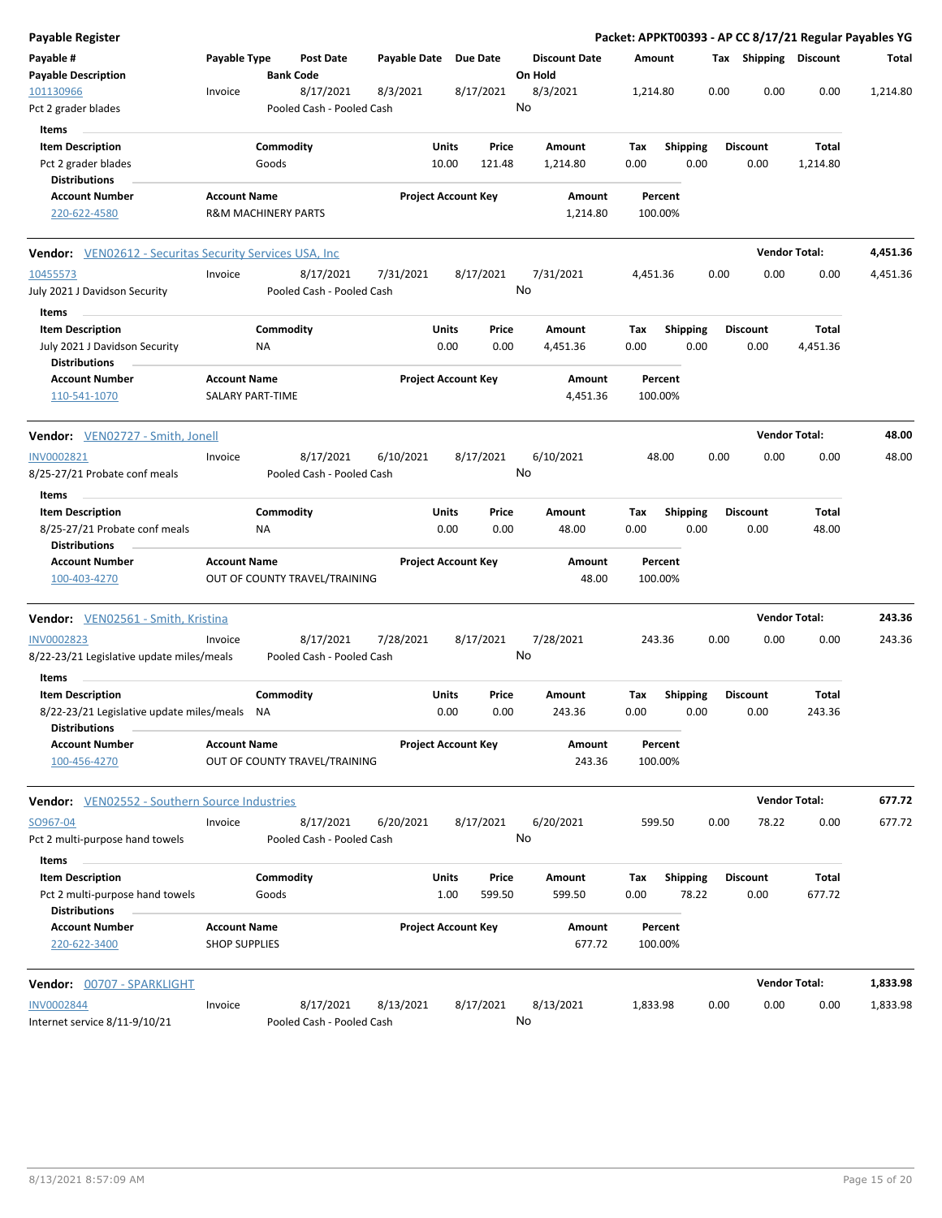## Payable Register

**Packet: APPKT00393 - AP CC 8/17/21 Regular Payables YG**

| Payable # | Payable Type | Post Date | Payable Date | Due Date | Discount Date | Amount | Tax | Shipping | Discount | Total |
|---|---|---|---|---|---|---|---|---|---|---|
| **Payable Description** | | **Bank Code** | | | **On Hold** | | | | | |
| 101130966 | Invoice | 8/17/2021 | 8/3/2021 | 8/17/2021 | 8/3/2021 | 1,214.80 | 0.00 | 0.00 | 0.00 | 1,214.80 |
| Pct 2 grader blades | | Pooled Cash - Pooled Cash | | | No | | | | | |

**Items**

| Item Description | Commodity | Units | Price | Amount | Tax | Shipping | Discount | Total |
|---|---|---|---|---|---|---|---|---|
| Pct 2 grader blades | Goods | 10.00 | 121.48 | 1,214.80 | 0.00 | 0.00 | 0.00 | 1,214.80 |

**Distributions**

| Account Number | Account Name | Project Account Key | Amount | Percent |
|---|---|---|---|---|
| 220-622-4580 | R&M MACHINERY PARTS | | 1,214.80 | 100.00% |

**Vendor:** VEN02612 - Securitas Security Services USA, Inc — **Vendor Total: 4,451.36**

| Payable # | Payable Type | Post Date | Payable Date | Due Date | Discount Date | Amount | Tax | Shipping | Discount | Total |
|---|---|---|---|---|---|---|---|---|---|---|
| 10455573 | Invoice | 8/17/2021 | 7/31/2021 | 8/17/2021 | 7/31/2021 | 4,451.36 | 0.00 | 0.00 | 0.00 | 4,451.36 |
| July 2021 J Davidson Security | | Pooled Cash - Pooled Cash | | | No | | | | | |

**Items**

| Item Description | Commodity | Units | Price | Amount | Tax | Shipping | Discount | Total |
|---|---|---|---|---|---|---|---|---|
| July 2021 J Davidson Security | NA | 0.00 | 0.00 | 4,451.36 | 0.00 | 0.00 | 0.00 | 4,451.36 |

**Distributions**

| Account Number | Account Name | Project Account Key | Amount | Percent |
|---|---|---|---|---|
| 110-541-1070 | SALARY PART-TIME | | 4,451.36 | 100.00% |

**Vendor:** VEN02727 - Smith, Jonell — **Vendor Total: 48.00**

| Payable # | Payable Type | Post Date | Payable Date | Due Date | Discount Date | Amount | Tax | Shipping | Discount | Total |
|---|---|---|---|---|---|---|---|---|---|---|
| INV0002821 | Invoice | 8/17/2021 | 6/10/2021 | 8/17/2021 | 6/10/2021 | 48.00 | 0.00 | 0.00 | 0.00 | 48.00 |
| 8/25-27/21 Probate conf meals | | Pooled Cash - Pooled Cash | | | No | | | | | |

**Items**

| Item Description | Commodity | Units | Price | Amount | Tax | Shipping | Discount | Total |
|---|---|---|---|---|---|---|---|---|
| 8/25-27/21 Probate conf meals | NA | 0.00 | 0.00 | 48.00 | 0.00 | 0.00 | 0.00 | 48.00 |

**Distributions**

| Account Number | Account Name | Project Account Key | Amount | Percent |
|---|---|---|---|---|
| 100-403-4270 | OUT OF COUNTY TRAVEL/TRAINING | | 48.00 | 100.00% |

**Vendor:** VEN02561 - Smith, Kristina — **Vendor Total: 243.36**

| Payable # | Payable Type | Post Date | Payable Date | Due Date | Discount Date | Amount | Tax | Shipping | Discount | Total |
|---|---|---|---|---|---|---|---|---|---|---|
| INV0002823 | Invoice | 8/17/2021 | 7/28/2021 | 8/17/2021 | 7/28/2021 | 243.36 | 0.00 | 0.00 | 0.00 | 243.36 |
| 8/22-23/21 Legislative update miles/meals | | Pooled Cash - Pooled Cash | | | No | | | | | |

**Items**

| Item Description | Commodity | Units | Price | Amount | Tax | Shipping | Discount | Total |
|---|---|---|---|---|---|---|---|---|
| 8/22-23/21 Legislative update miles/meals | NA | 0.00 | 0.00 | 243.36 | 0.00 | 0.00 | 0.00 | 243.36 |

**Distributions**

| Account Number | Account Name | Project Account Key | Amount | Percent |
|---|---|---|---|---|
| 100-456-4270 | OUT OF COUNTY TRAVEL/TRAINING | | 243.36 | 100.00% |

**Vendor:** VEN02552 - Southern Source Industries — **Vendor Total: 677.72**

| Payable # | Payable Type | Post Date | Payable Date | Due Date | Discount Date | Amount | Tax | Shipping | Discount | Total |
|---|---|---|---|---|---|---|---|---|---|---|
| SO967-04 | Invoice | 8/17/2021 | 6/20/2021 | 8/17/2021 | 6/20/2021 | 599.50 | 0.00 | 78.22 | 0.00 | 677.72 |
| Pct 2 multi-purpose hand towels | | Pooled Cash - Pooled Cash | | | No | | | | | |

**Items**

| Item Description | Commodity | Units | Price | Amount | Tax | Shipping | Discount | Total |
|---|---|---|---|---|---|---|---|---|
| Pct 2 multi-purpose hand towels | Goods | 1.00 | 599.50 | 599.50 | 0.00 | 78.22 | 0.00 | 677.72 |

**Distributions**

| Account Number | Account Name | Project Account Key | Amount | Percent |
|---|---|---|---|---|
| 220-622-3400 | SHOP SUPPLIES | | 677.72 | 100.00% |

**Vendor:** 00707 - SPARKLIGHT — **Vendor Total: 1,833.98**

| Payable # | Payable Type | Post Date | Payable Date | Due Date | Discount Date | Amount | Tax | Shipping | Discount | Total |
|---|---|---|---|---|---|---|---|---|---|---|
| INV0002844 | Invoice | 8/17/2021 | 8/13/2021 | 8/17/2021 | 8/13/2021 | 1,833.98 | 0.00 | 0.00 | 0.00 | 1,833.98 |
| Internet service 8/11-9/10/21 | | Pooled Cash - Pooled Cash | | | No | | | | | |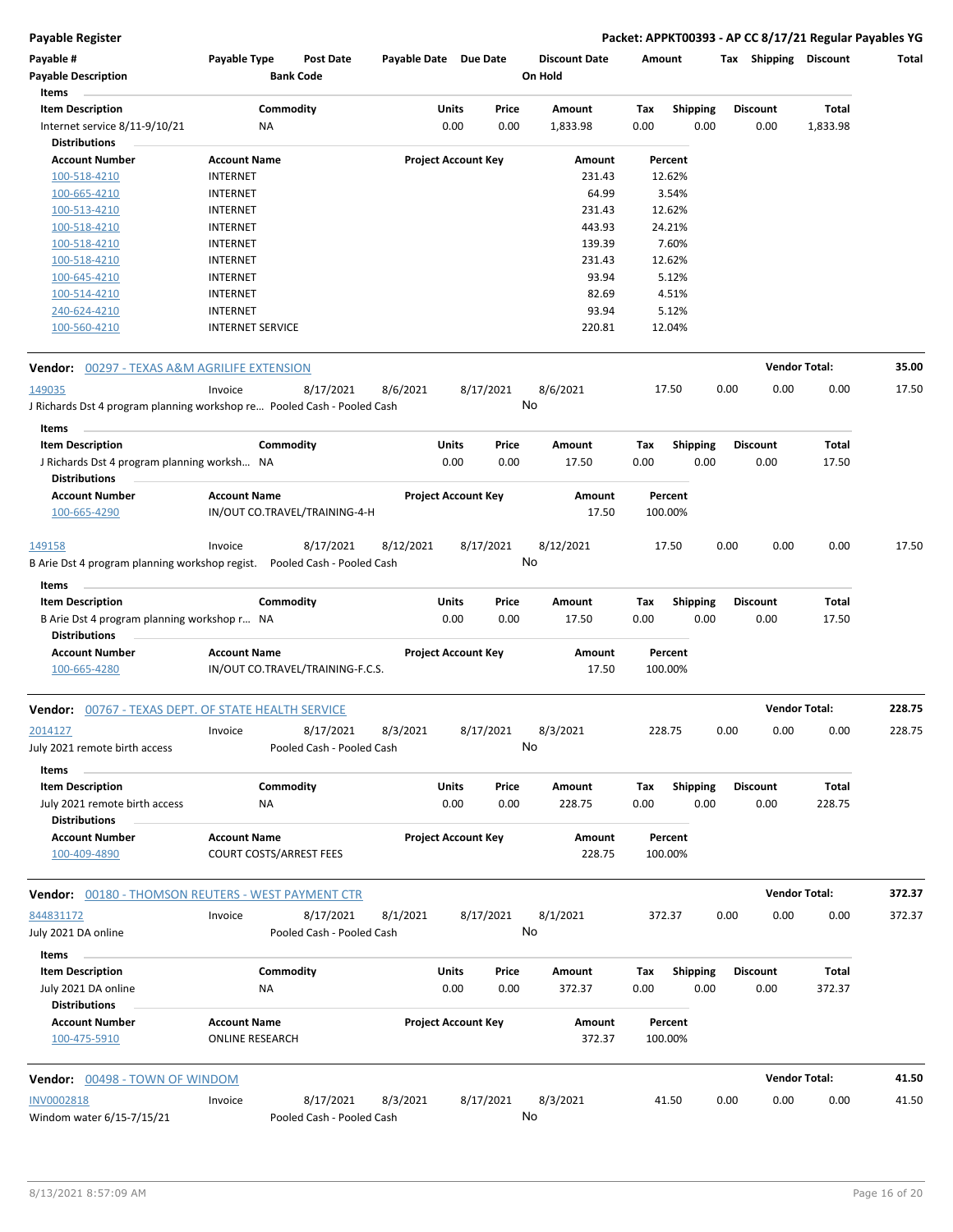Payable Register

Packet: APPKT00393 - AP CC 8/17/21 Regular Payables YG

| Payable # | Payable Type | Post Date | Payable Date | Due Date | Discount Date | Amount | Tax | Shipping | Discount | Total |
|---|---|---|---|---|---|---|---|---|---|---|
| Payable Description | | Bank Code | | | On Hold | | | | | |

Items

| Item Description | Commodity | Units | Price | Amount | Tax | Shipping | Discount | Total |
|---|---|---|---|---|---|---|---|---|
| Internet service 8/11-9/10/21 | NA | 0.00 | 0.00 | 1,833.98 | 0.00 | 0.00 | 0.00 | 1,833.98 |

Distributions

| Account Number | Account Name | Project Account Key | Amount | Percent |
|---|---|---|---|---|
| 100-518-4210 | INTERNET | | 231.43 | 12.62% |
| 100-665-4210 | INTERNET | | 64.99 | 3.54% |
| 100-513-4210 | INTERNET | | 231.43 | 12.62% |
| 100-518-4210 | INTERNET | | 443.93 | 24.21% |
| 100-518-4210 | INTERNET | | 139.39 | 7.60% |
| 100-518-4210 | INTERNET | | 231.43 | 12.62% |
| 100-645-4210 | INTERNET | | 93.94 | 5.12% |
| 100-514-4210 | INTERNET | | 82.69 | 4.51% |
| 240-624-4210 | INTERNET | | 93.94 | 5.12% |
| 100-560-4210 | INTERNET SERVICE | | 220.81 | 12.04% |

**Vendor: 00297 - TEXAS A&M AGRILIFE EXTENSION** — Vendor Total: **35.00**

| Payable # | Payable Type | Post Date | Payable Date | Due Date | Discount Date | Amount | Tax | Shipping | Discount | Total |
|---|---|---|---|---|---|---|---|---|---|---|
| 149035 | Invoice | 8/17/2021 | 8/6/2021 | 8/17/2021 | 8/6/2021 | 17.50 | 0.00 | 0.00 | 0.00 | 17.50 |

J Richards Dst 4 program planning workshop re... Pooled Cash - Pooled Cash — On Hold: No

Items

| Item Description | Commodity | Units | Price | Amount | Tax | Shipping | Discount | Total |
|---|---|---|---|---|---|---|---|---|
| J Richards Dst 4 program planning worksh... | NA | 0.00 | 0.00 | 17.50 | 0.00 | 0.00 | 0.00 | 17.50 |

Distributions

| Account Number | Account Name | Project Account Key | Amount | Percent |
|---|---|---|---|---|
| 100-665-4290 | IN/OUT CO.TRAVEL/TRAINING-4-H | | 17.50 | 100.00% |

| Payable # | Payable Type | Post Date | Payable Date | Due Date | Discount Date | Amount | Tax | Shipping | Discount | Total |
|---|---|---|---|---|---|---|---|---|---|---|
| 149158 | Invoice | 8/17/2021 | 8/12/2021 | 8/17/2021 | 8/12/2021 | 17.50 | 0.00 | 0.00 | 0.00 | 17.50 |

B Arie Dst 4 program planning workshop regist. Pooled Cash - Pooled Cash — On Hold: No

Items

| Item Description | Commodity | Units | Price | Amount | Tax | Shipping | Discount | Total |
|---|---|---|---|---|---|---|---|---|
| B Arie Dst 4 program planning workshop r... | NA | 0.00 | 0.00 | 17.50 | 0.00 | 0.00 | 0.00 | 17.50 |

Distributions

| Account Number | Account Name | Project Account Key | Amount | Percent |
|---|---|---|---|---|
| 100-665-4280 | IN/OUT CO.TRAVEL/TRAINING-F.C.S. | | 17.50 | 100.00% |

**Vendor: 00767 - TEXAS DEPT. OF STATE HEALTH SERVICE** — Vendor Total: **228.75**

| Payable # | Payable Type | Post Date | Payable Date | Due Date | Discount Date | Amount | Tax | Shipping | Discount | Total |
|---|---|---|---|---|---|---|---|---|---|---|
| 2014127 | Invoice | 8/17/2021 | 8/3/2021 | 8/17/2021 | 8/3/2021 | 228.75 | 0.00 | 0.00 | 0.00 | 228.75 |

July 2021 remote birth access — Pooled Cash - Pooled Cash — On Hold: No

Items

| Item Description | Commodity | Units | Price | Amount | Tax | Shipping | Discount | Total |
|---|---|---|---|---|---|---|---|---|
| July 2021 remote birth access | NA | 0.00 | 0.00 | 228.75 | 0.00 | 0.00 | 0.00 | 228.75 |

Distributions

| Account Number | Account Name | Project Account Key | Amount | Percent |
|---|---|---|---|---|
| 100-409-4890 | COURT COSTS/ARREST FEES | | 228.75 | 100.00% |

**Vendor: 00180 - THOMSON REUTERS - WEST PAYMENT CTR** — Vendor Total: **372.37**

| Payable # | Payable Type | Post Date | Payable Date | Due Date | Discount Date | Amount | Tax | Shipping | Discount | Total |
|---|---|---|---|---|---|---|---|---|---|---|
| 844831172 | Invoice | 8/17/2021 | 8/1/2021 | 8/17/2021 | 8/1/2021 | 372.37 | 0.00 | 0.00 | 0.00 | 372.37 |

July 2021 DA online — Pooled Cash - Pooled Cash — On Hold: No

Items

| Item Description | Commodity | Units | Price | Amount | Tax | Shipping | Discount | Total |
|---|---|---|---|---|---|---|---|---|
| July 2021 DA online | NA | 0.00 | 0.00 | 372.37 | 0.00 | 0.00 | 0.00 | 372.37 |

Distributions

| Account Number | Account Name | Project Account Key | Amount | Percent |
|---|---|---|---|---|
| 100-475-5910 | ONLINE RESEARCH | | 372.37 | 100.00% |

**Vendor: 00498 - TOWN OF WINDOM** — Vendor Total: **41.50**

| Payable # | Payable Type | Post Date | Payable Date | Due Date | Discount Date | Amount | Tax | Shipping | Discount | Total |
|---|---|---|---|---|---|---|---|---|---|---|
| INV0002818 | Invoice | 8/17/2021 | 8/3/2021 | 8/17/2021 | 8/3/2021 | 41.50 | 0.00 | 0.00 | 0.00 | 41.50 |

Windom water 6/15-7/15/21 — Pooled Cash - Pooled Cash — On Hold: No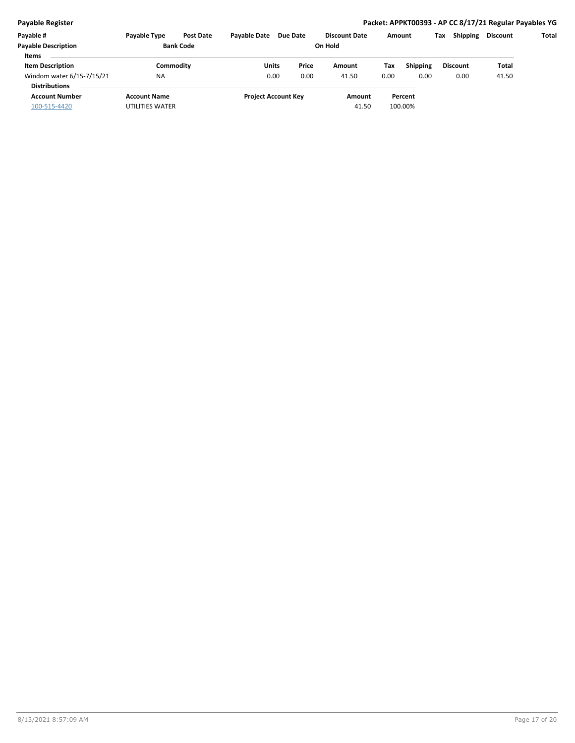**Payable Register** | **Packet: APPKT00393 - AP CC 8/17/21 Regular Payables YG**

| Payable # | Payable Type | Post Date | Payable Date | Due Date | Discount Date | Amount | Tax | Shipping | Discount | Total |
|---|---|---|---|---|---|---|---|---|---|---|
| **Payable Description** | | **Bank Code** | | | **On Hold** | | | | | |

**Items**

| Item Description | Commodity | Units | Price | Amount | Tax | Shipping | Discount | Total |
|---|---|---|---|---|---|---|---|---|
| Windom water 6/15-7/15/21 | NA | 0.00 | 0.00 | 41.50 | 0.00 | 0.00 | 0.00 | 41.50 |

**Distributions**

| Account Number | Account Name | Project Account Key | Amount | Percent |
|---|---|---|---|---|
| 100-515-4420 | UTILITIES WATER | | 41.50 | 100.00% |

8/13/2021 8:57:09 AM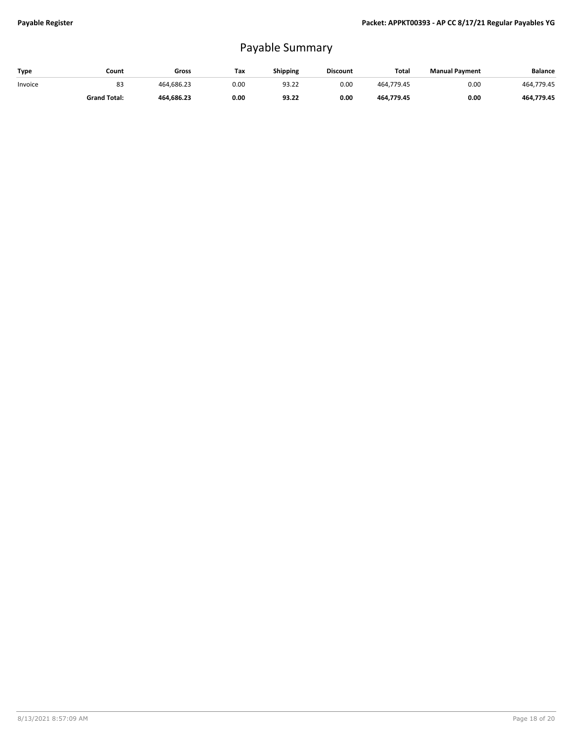# Payable Summary

| Type | Count | Gross | Tax | Shipping | Discount | Total | Manual Payment | Balance |
|---|---|---|---|---|---|---|---|---|
| Invoice | 83 | 464,686.23 | 0.00 | 93.22 | 0.00 | 464,779.45 | 0.00 | 464,779.45 |
| | **Grand Total:** | **464,686.23** | **0.00** | **93.22** | **0.00** | **464,779.45** | **0.00** | **464,779.45** |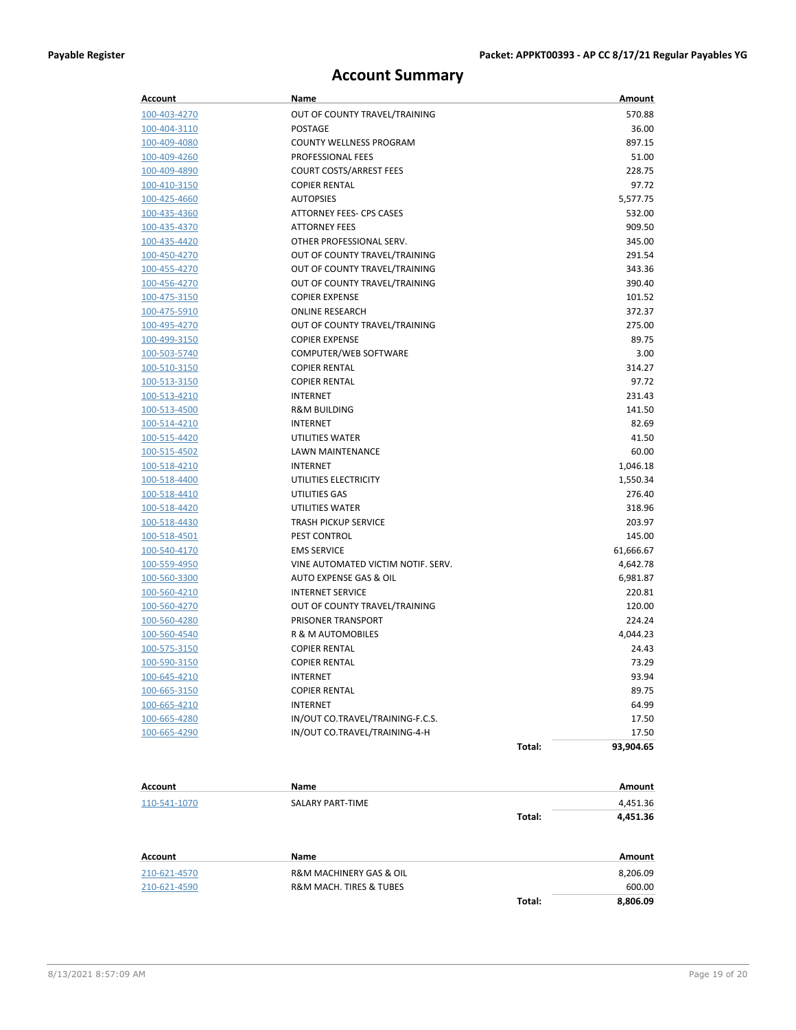Payable Register

Packet: APPKT00393 - AP CC 8/17/21 Regular Payables YG

# Account Summary

| Account | Name | | Amount |
|---|---|---|---|
| 100-403-4270 | OUT OF COUNTY TRAVEL/TRAINING | | 570.88 |
| 100-404-3110 | POSTAGE | | 36.00 |
| 100-409-4080 | COUNTY WELLNESS PROGRAM | | 897.15 |
| 100-409-4260 | PROFESSIONAL FEES | | 51.00 |
| 100-409-4890 | COURT COSTS/ARREST FEES | | 228.75 |
| 100-410-3150 | COPIER RENTAL | | 97.72 |
| 100-425-4660 | AUTOPSIES | | 5,577.75 |
| 100-435-4360 | ATTORNEY FEES- CPS CASES | | 532.00 |
| 100-435-4370 | ATTORNEY FEES | | 909.50 |
| 100-435-4420 | OTHER PROFESSIONAL SERV. | | 345.00 |
| 100-450-4270 | OUT OF COUNTY TRAVEL/TRAINING | | 291.54 |
| 100-455-4270 | OUT OF COUNTY TRAVEL/TRAINING | | 343.36 |
| 100-456-4270 | OUT OF COUNTY TRAVEL/TRAINING | | 390.40 |
| 100-475-3150 | COPIER EXPENSE | | 101.52 |
| 100-475-5910 | ONLINE RESEARCH | | 372.37 |
| 100-495-4270 | OUT OF COUNTY TRAVEL/TRAINING | | 275.00 |
| 100-499-3150 | COPIER EXPENSE | | 89.75 |
| 100-503-5740 | COMPUTER/WEB SOFTWARE | | 3.00 |
| 100-510-3150 | COPIER RENTAL | | 314.27 |
| 100-513-3150 | COPIER RENTAL | | 97.72 |
| 100-513-4210 | INTERNET | | 231.43 |
| 100-513-4500 | R&M BUILDING | | 141.50 |
| 100-514-4210 | INTERNET | | 82.69 |
| 100-515-4420 | UTILITIES WATER | | 41.50 |
| 100-515-4502 | LAWN MAINTENANCE | | 60.00 |
| 100-518-4210 | INTERNET | | 1,046.18 |
| 100-518-4400 | UTILITIES ELECTRICITY | | 1,550.34 |
| 100-518-4410 | UTILITIES GAS | | 276.40 |
| 100-518-4420 | UTILITIES WATER | | 318.96 |
| 100-518-4430 | TRASH PICKUP SERVICE | | 203.97 |
| 100-518-4501 | PEST CONTROL | | 145.00 |
| 100-540-4170 | EMS SERVICE | | 61,666.67 |
| 100-559-4950 | VINE AUTOMATED VICTIM NOTIF. SERV. | | 4,642.78 |
| 100-560-3300 | AUTO EXPENSE GAS & OIL | | 6,981.87 |
| 100-560-4210 | INTERNET SERVICE | | 220.81 |
| 100-560-4270 | OUT OF COUNTY TRAVEL/TRAINING | | 120.00 |
| 100-560-4280 | PRISONER TRANSPORT | | 224.24 |
| 100-560-4540 | R & M AUTOMOBILES | | 4,044.23 |
| 100-575-3150 | COPIER RENTAL | | 24.43 |
| 100-590-3150 | COPIER RENTAL | | 73.29 |
| 100-645-4210 | INTERNET | | 93.94 |
| 100-665-3150 | COPIER RENTAL | | 89.75 |
| 100-665-4210 | INTERNET | | 64.99 |
| 100-665-4280 | IN/OUT CO.TRAVEL/TRAINING-F.C.S. | | 17.50 |
| 100-665-4290 | IN/OUT CO.TRAVEL/TRAINING-4-H | | 17.50 |
| | | **Total:** | **93,904.65** |

| Account | Name | | Amount |
|---|---|---|---|
| 110-541-1070 | SALARY PART-TIME | | 4,451.36 |
| | | **Total:** | **4,451.36** |

| Account | Name | | Amount |
|---|---|---|---|
| 210-621-4570 | R&M MACHINERY GAS & OIL | | 8,206.09 |
| 210-621-4590 | R&M MACH. TIRES & TUBES | | 600.00 |
| | | **Total:** | **8,806.09** |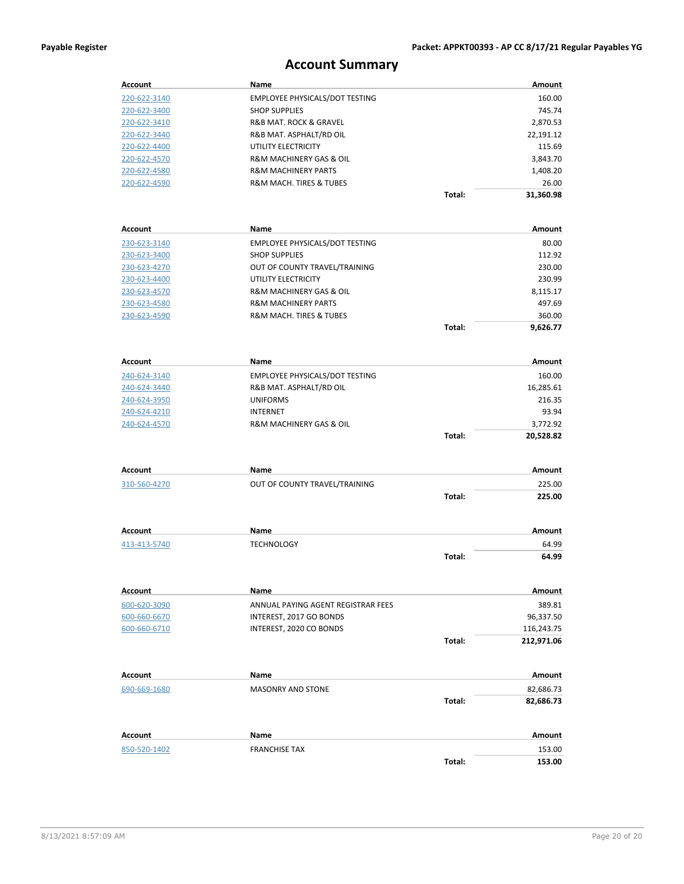## Account Summary

| Account | Name | | Amount |
|---|---|---|---|
| 220-622-3140 | EMPLOYEE PHYSICALS/DOT TESTING | | 160.00 |
| 220-622-3400 | SHOP SUPPLIES | | 745.74 |
| 220-622-3410 | R&B MAT. ROCK & GRAVEL | | 2,870.53 |
| 220-622-3440 | R&B MAT. ASPHALT/RD OIL | | 22,191.12 |
| 220-622-4400 | UTILITY ELECTRICITY | | 115.69 |
| 220-622-4570 | R&M MACHINERY GAS & OIL | | 3,843.70 |
| 220-622-4580 | R&M MACHINERY PARTS | | 1,408.20 |
| 220-622-4590 | R&M MACH. TIRES & TUBES | | 26.00 |
| | | **Total:** | **31,360.98** |

| Account | Name | | Amount |
|---|---|---|---|
| 230-623-3140 | EMPLOYEE PHYSICALS/DOT TESTING | | 80.00 |
| 230-623-3400 | SHOP SUPPLIES | | 112.92 |
| 230-623-4270 | OUT OF COUNTY TRAVEL/TRAINING | | 230.00 |
| 230-623-4400 | UTILITY ELECTRICITY | | 230.99 |
| 230-623-4570 | R&M MACHINERY GAS & OIL | | 8,115.17 |
| 230-623-4580 | R&M MACHINERY PARTS | | 497.69 |
| 230-623-4590 | R&M MACH. TIRES & TUBES | | 360.00 |
| | | **Total:** | **9,626.77** |

| Account | Name | | Amount |
|---|---|---|---|
| 240-624-3140 | EMPLOYEE PHYSICALS/DOT TESTING | | 160.00 |
| 240-624-3440 | R&B MAT. ASPHALT/RD OIL | | 16,285.61 |
| 240-624-3950 | UNIFORMS | | 216.35 |
| 240-624-4210 | INTERNET | | 93.94 |
| 240-624-4570 | R&M MACHINERY GAS & OIL | | 3,772.92 |
| | | **Total:** | **20,528.82** |

| Account | Name | | Amount |
|---|---|---|---|
| 310-560-4270 | OUT OF COUNTY TRAVEL/TRAINING | | 225.00 |
| | | **Total:** | **225.00** |

| Account | Name | | Amount |
|---|---|---|---|
| 413-413-5740 | TECHNOLOGY | | 64.99 |
| | | **Total:** | **64.99** |

| Account | Name | | Amount |
|---|---|---|---|
| 600-620-3090 | ANNUAL PAYING AGENT REGISTRAR FEES | | 389.81 |
| 600-660-6670 | INTEREST, 2017 GO BONDS | | 96,337.50 |
| 600-660-6710 | INTEREST, 2020 CO BONDS | | 116,243.75 |
| | | **Total:** | **212,971.06** |

| Account | Name | | Amount |
|---|---|---|---|
| 690-669-1680 | MASONRY AND STONE | | 82,686.73 |
| | | **Total:** | **82,686.73** |

| Account | Name | | Amount |
|---|---|---|---|
| 850-520-1402 | FRANCHISE TAX | | 153.00 |
| | | **Total:** | **153.00** |